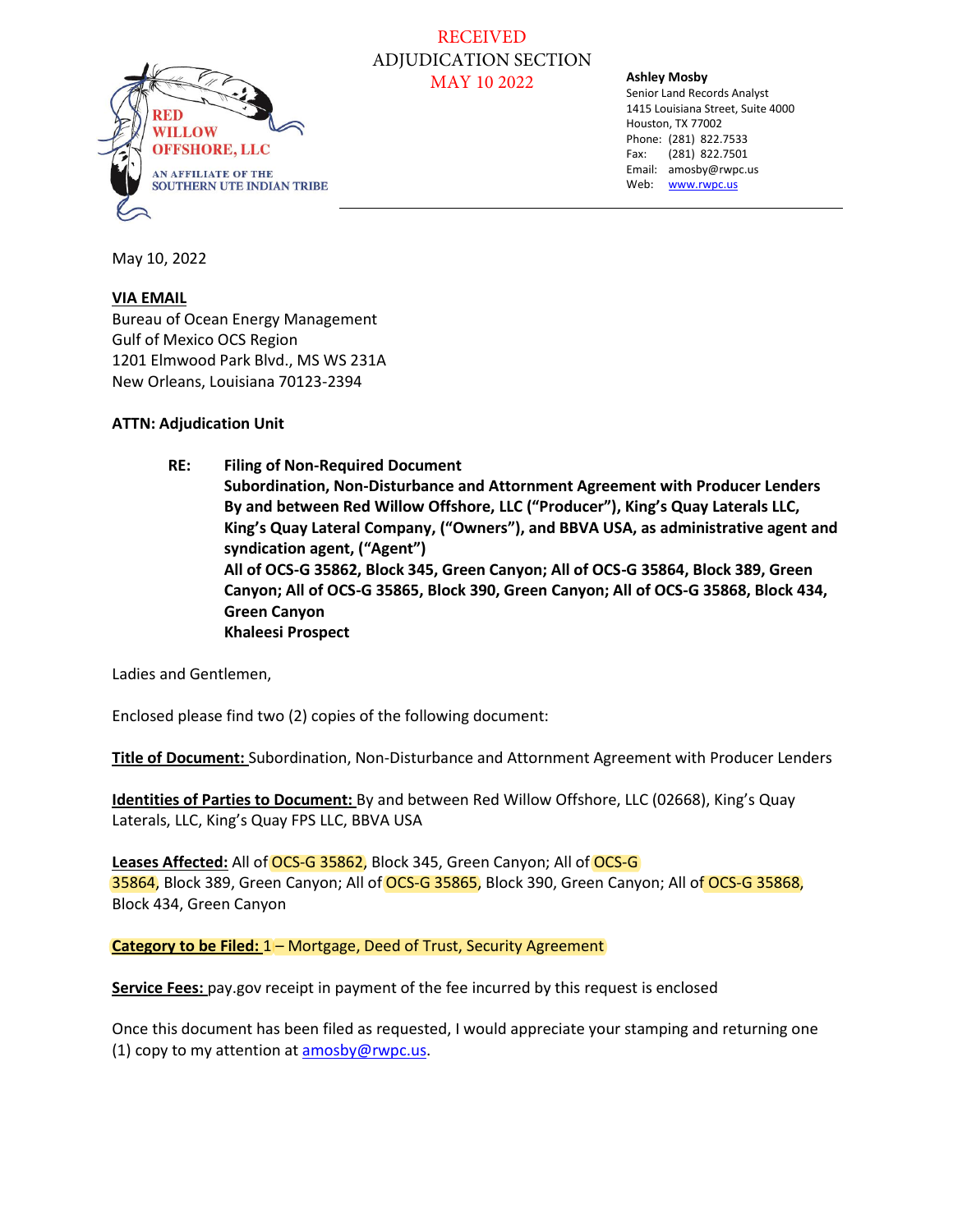RED WILLOW OFFSHORE, LLC

AN AFFILIATE OF THE SOUTHERN UTE INDIAN TRIBE

RECEIVED
ADJUDICATION SECTION
MAY 10 2022

**Ashley Mosby**
Senior Land Records Analyst
1415 Louisiana Street, Suite 4000
Houston, TX 77002
Phone: (281) 822.7533
Fax: (281) 822.7501
Email: amosby@rwpc.us
Web: www.rwpc.us

---

May 10, 2022

**VIA EMAIL**
Bureau of Ocean Energy Management
Gulf of Mexico OCS Region
1201 Elmwood Park Blvd., MS WS 231A
New Orleans, Louisiana 70123-2394

**ATTN: Adjudication Unit**

**RE: Filing of Non-Required Document**
**Subordination, Non-Disturbance and Attornment Agreement with Producer Lenders By and between Red Willow Offshore, LLC ("Producer"), King's Quay Laterals LLC, King's Quay Lateral Company, ("Owners"), and BBVA USA, as administrative agent and syndication agent, ("Agent")**
**All of OCS-G 35862, Block 345, Green Canyon; All of OCS-G 35864, Block 389, Green Canyon; All of OCS-G 35865, Block 390, Green Canyon; All of OCS-G 35868, Block 434, Green Canyon**
**Khaleesi Prospect**

Ladies and Gentlemen,

Enclosed please find two (2) copies of the following document:

**Title of Document:** Subordination, Non-Disturbance and Attornment Agreement with Producer Lenders

**Identities of Parties to Document:** By and between Red Willow Offshore, LLC (02668), King's Quay Laterals, LLC, King's Quay FPS LLC, BBVA USA

**Leases Affected:** All of OCS-G 35862, Block 345, Green Canyon; All of OCS-G 35864, Block 389, Green Canyon; All of OCS-G 35865, Block 390, Green Canyon; All of OCS-G 35868, Block 434, Green Canyon

**Category to be Filed:** 1 – Mortgage, Deed of Trust, Security Agreement

**Service Fees:** pay.gov receipt in payment of the fee incurred by this request is enclosed

Once this document has been filed as requested, I would appreciate your stamping and returning one (1) copy to my attention at amosby@rwpc.us.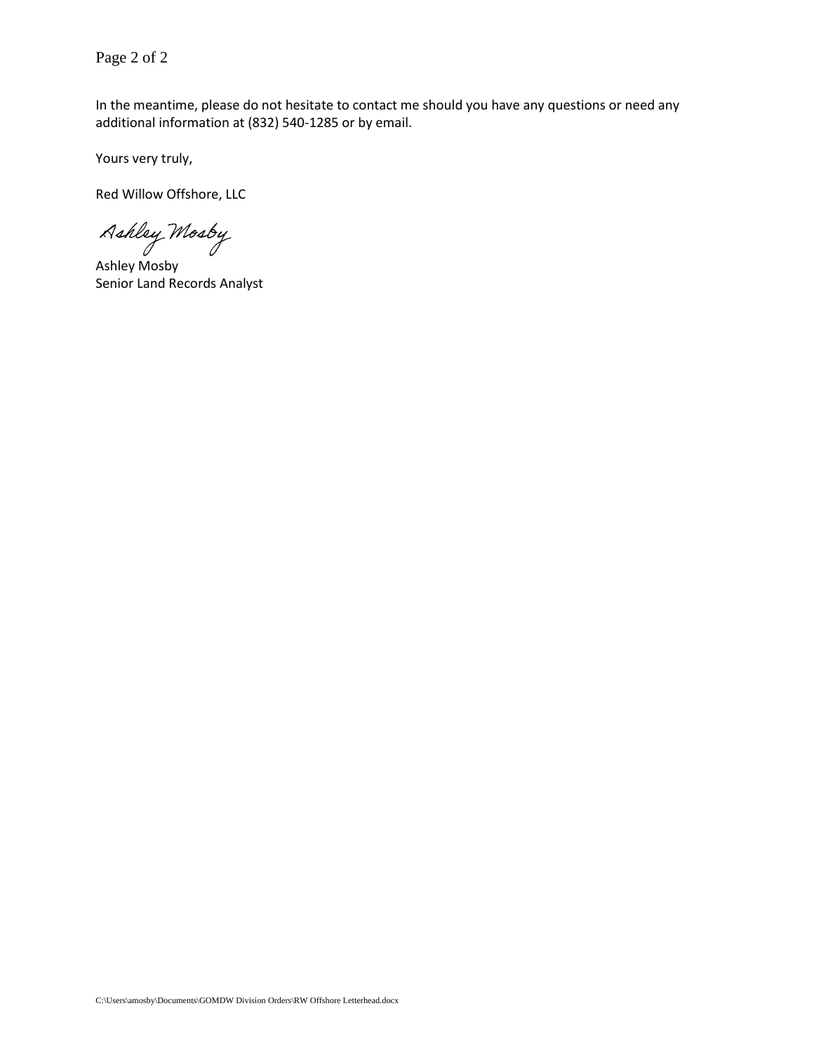In the meantime, please do not hesitate to contact me should you have any questions or need any additional information at (832) 540-1285 or by email.

Yours very truly,

Red Willow Offshore, LLC

Ashley Mosby

Ashley Mosby
Senior Land Records Analyst

C:\Users\amosby\Documents\GOMDW Division Orders\RW Offshore Letterhead.docx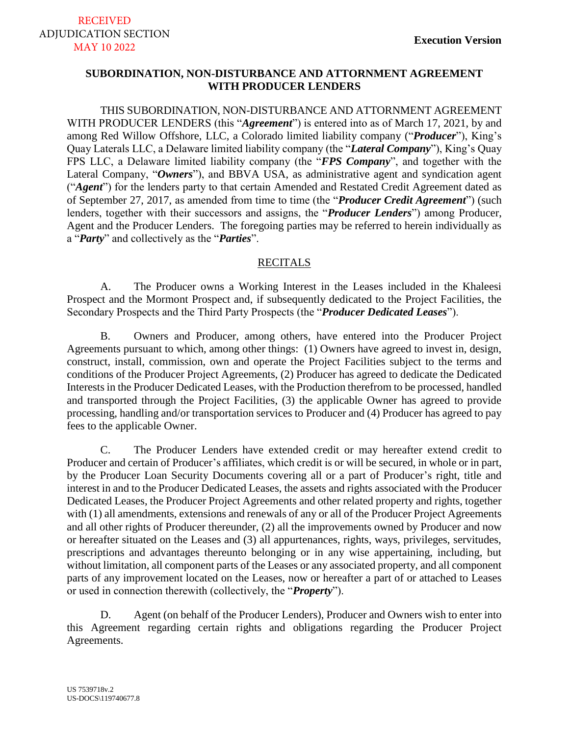RECEIVED
ADJUDICATION SECTION
MAY 10 2022

**Execution Version**

**SUBORDINATION, NON-DISTURBANCE AND ATTORNMENT AGREEMENT WITH PRODUCER LENDERS**

THIS SUBORDINATION, NON-DISTURBANCE AND ATTORNMENT AGREEMENT WITH PRODUCER LENDERS (this "***Agreement***") is entered into as of March 17, 2021, by and among Red Willow Offshore, LLC, a Colorado limited liability company ("***Producer***"), King's Quay Laterals LLC, a Delaware limited liability company (the "***Lateral Company***"), King's Quay FPS LLC, a Delaware limited liability company (the "***FPS Company***", and together with the Lateral Company, "***Owners***"), and BBVA USA, as administrative agent and syndication agent ("***Agent***") for the lenders party to that certain Amended and Restated Credit Agreement dated as of September 27, 2017, as amended from time to time (the "***Producer Credit Agreement***") (such lenders, together with their successors and assigns, the "***Producer Lenders***") among Producer, Agent and the Producer Lenders. The foregoing parties may be referred to herein individually as a "***Party***" and collectively as the "***Parties***".

RECITALS

A. The Producer owns a Working Interest in the Leases included in the Khaleesi Prospect and the Mormont Prospect and, if subsequently dedicated to the Project Facilities, the Secondary Prospects and the Third Party Prospects (the "***Producer Dedicated Leases***").

B. Owners and Producer, among others, have entered into the Producer Project Agreements pursuant to which, among other things: (1) Owners have agreed to invest in, design, construct, install, commission, own and operate the Project Facilities subject to the terms and conditions of the Producer Project Agreements, (2) Producer has agreed to dedicate the Dedicated Interests in the Producer Dedicated Leases, with the Production therefrom to be processed, handled and transported through the Project Facilities, (3) the applicable Owner has agreed to provide processing, handling and/or transportation services to Producer and (4) Producer has agreed to pay fees to the applicable Owner.

C. The Producer Lenders have extended credit or may hereafter extend credit to Producer and certain of Producer's affiliates, which credit is or will be secured, in whole or in part, by the Producer Loan Security Documents covering all or a part of Producer's right, title and interest in and to the Producer Dedicated Leases, the assets and rights associated with the Producer Dedicated Leases, the Producer Project Agreements and other related property and rights, together with (1) all amendments, extensions and renewals of any or all of the Producer Project Agreements and all other rights of Producer thereunder, (2) all the improvements owned by Producer and now or hereafter situated on the Leases and (3) all appurtenances, rights, ways, privileges, servitudes, prescriptions and advantages thereunto belonging or in any wise appertaining, including, but without limitation, all component parts of the Leases or any associated property, and all component parts of any improvement located on the Leases, now or hereafter a part of or attached to Leases or used in connection therewith (collectively, the "***Property***").

D. Agent (on behalf of the Producer Lenders), Producer and Owners wish to enter into this Agreement regarding certain rights and obligations regarding the Producer Project Agreements.

US 7539718v.2
US-DOCS\119740677.8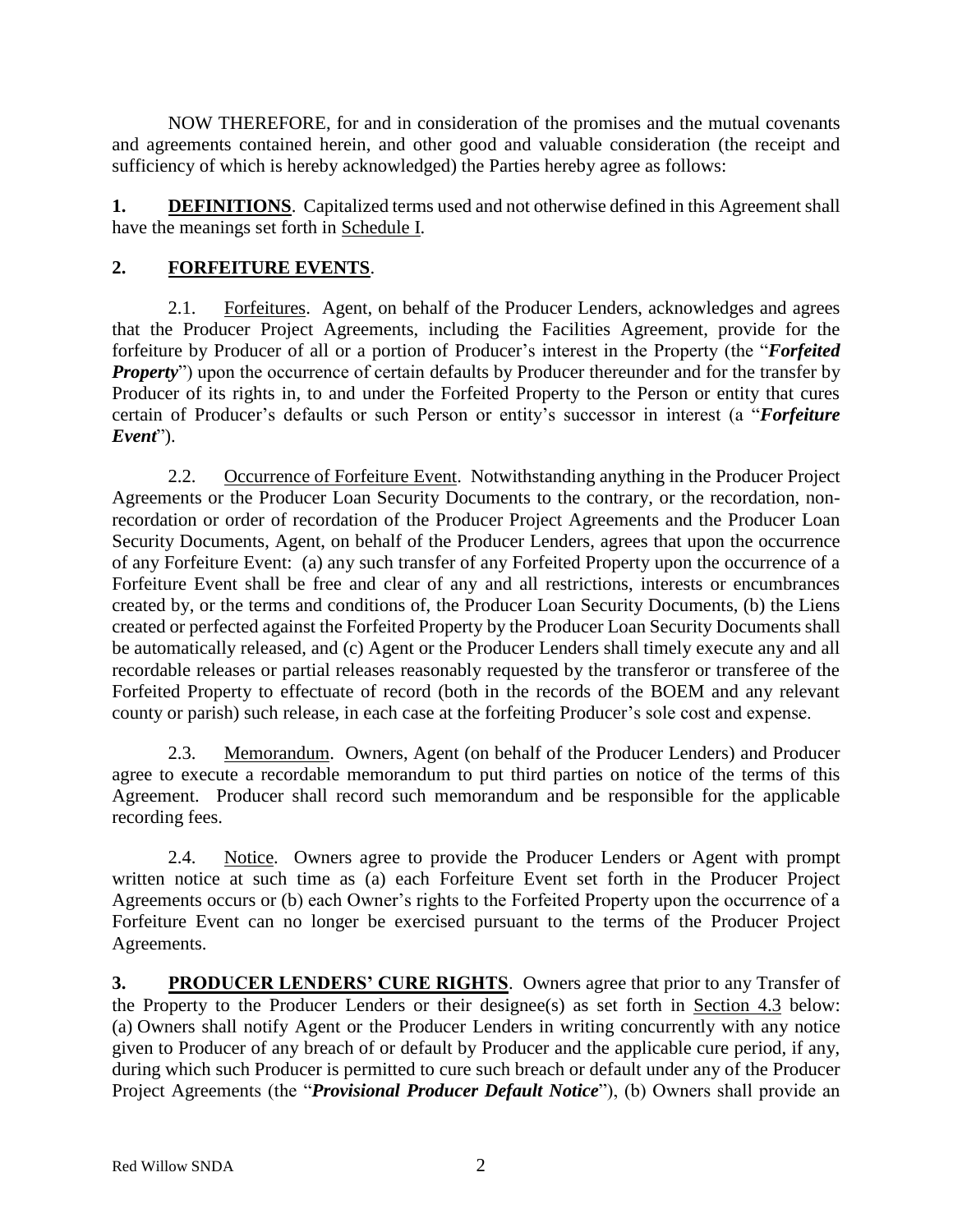NOW THEREFORE, for and in consideration of the promises and the mutual covenants and agreements contained herein, and other good and valuable consideration (the receipt and sufficiency of which is hereby acknowledged) the Parties hereby agree as follows:

**1. DEFINITIONS**. Capitalized terms used and not otherwise defined in this Agreement shall have the meanings set forth in Schedule I.

## 2. FORFEITURE EVENTS.

2.1. Forfeitures. Agent, on behalf of the Producer Lenders, acknowledges and agrees that the Producer Project Agreements, including the Facilities Agreement, provide for the forfeiture by Producer of all or a portion of Producer's interest in the Property (the "***Forfeited Property***") upon the occurrence of certain defaults by Producer thereunder and for the transfer by Producer of its rights in, to and under the Forfeited Property to the Person or entity that cures certain of Producer's defaults or such Person or entity's successor in interest (a "***Forfeiture Event***").

2.2. Occurrence of Forfeiture Event. Notwithstanding anything in the Producer Project Agreements or the Producer Loan Security Documents to the contrary, or the recordation, non-recordation or order of recordation of the Producer Project Agreements and the Producer Loan Security Documents, Agent, on behalf of the Producer Lenders, agrees that upon the occurrence of any Forfeiture Event: (a) any such transfer of any Forfeited Property upon the occurrence of a Forfeiture Event shall be free and clear of any and all restrictions, interests or encumbrances created by, or the terms and conditions of, the Producer Loan Security Documents, (b) the Liens created or perfected against the Forfeited Property by the Producer Loan Security Documents shall be automatically released, and (c) Agent or the Producer Lenders shall timely execute any and all recordable releases or partial releases reasonably requested by the transferor or transferee of the Forfeited Property to effectuate of record (both in the records of the BOEM and any relevant county or parish) such release, in each case at the forfeiting Producer's sole cost and expense.

2.3. Memorandum. Owners, Agent (on behalf of the Producer Lenders) and Producer agree to execute a recordable memorandum to put third parties on notice of the terms of this Agreement. Producer shall record such memorandum and be responsible for the applicable recording fees.

2.4. Notice. Owners agree to provide the Producer Lenders or Agent with prompt written notice at such time as (a) each Forfeiture Event set forth in the Producer Project Agreements occurs or (b) each Owner's rights to the Forfeited Property upon the occurrence of a Forfeiture Event can no longer be exercised pursuant to the terms of the Producer Project Agreements.

**3. PRODUCER LENDERS' CURE RIGHTS**. Owners agree that prior to any Transfer of the Property to the Producer Lenders or their designee(s) as set forth in Section 4.3 below: (a) Owners shall notify Agent or the Producer Lenders in writing concurrently with any notice given to Producer of any breach of or default by Producer and the applicable cure period, if any, during which such Producer is permitted to cure such breach or default under any of the Producer Project Agreements (the "***Provisional Producer Default Notice***"), (b) Owners shall provide an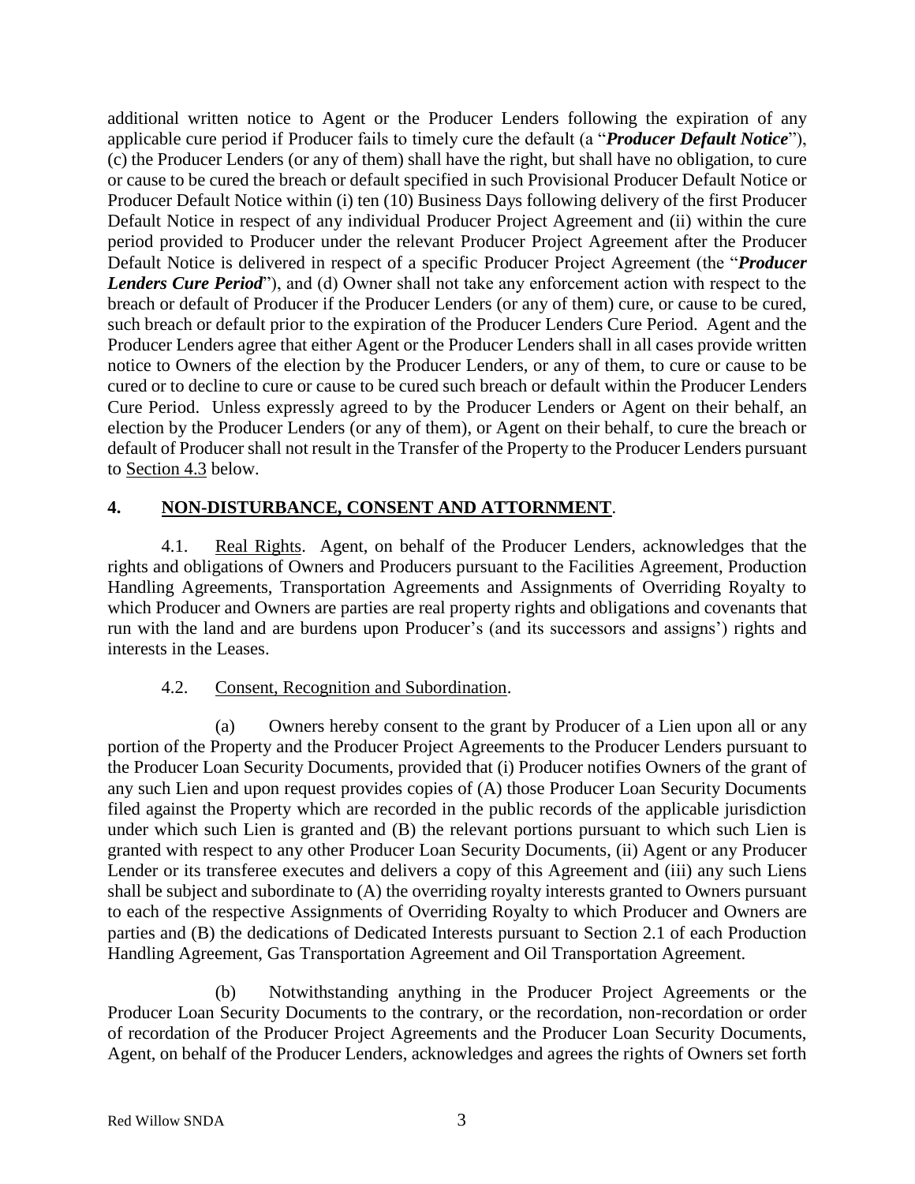additional written notice to Agent or the Producer Lenders following the expiration of any applicable cure period if Producer fails to timely cure the default (a "***Producer Default Notice***"), (c) the Producer Lenders (or any of them) shall have the right, but shall have no obligation, to cure or cause to be cured the breach or default specified in such Provisional Producer Default Notice or Producer Default Notice within (i) ten (10) Business Days following delivery of the first Producer Default Notice in respect of any individual Producer Project Agreement and (ii) within the cure period provided to Producer under the relevant Producer Project Agreement after the Producer Default Notice is delivered in respect of a specific Producer Project Agreement (the "***Producer Lenders Cure Period***"), and (d) Owner shall not take any enforcement action with respect to the breach or default of Producer if the Producer Lenders (or any of them) cure, or cause to be cured, such breach or default prior to the expiration of the Producer Lenders Cure Period. Agent and the Producer Lenders agree that either Agent or the Producer Lenders shall in all cases provide written notice to Owners of the election by the Producer Lenders, or any of them, to cure or cause to be cured or to decline to cure or cause to be cured such breach or default within the Producer Lenders Cure Period. Unless expressly agreed to by the Producer Lenders or Agent on their behalf, an election by the Producer Lenders (or any of them), or Agent on their behalf, to cure the breach or default of Producer shall not result in the Transfer of the Property to the Producer Lenders pursuant to Section 4.3 below.

## 4. NON-DISTURBANCE, CONSENT AND ATTORNMENT.

4.1. Real Rights. Agent, on behalf of the Producer Lenders, acknowledges that the rights and obligations of Owners and Producers pursuant to the Facilities Agreement, Production Handling Agreements, Transportation Agreements and Assignments of Overriding Royalty to which Producer and Owners are parties are real property rights and obligations and covenants that run with the land and are burdens upon Producer's (and its successors and assigns') rights and interests in the Leases.

4.2. Consent, Recognition and Subordination.

(a) Owners hereby consent to the grant by Producer of a Lien upon all or any portion of the Property and the Producer Project Agreements to the Producer Lenders pursuant to the Producer Loan Security Documents, provided that (i) Producer notifies Owners of the grant of any such Lien and upon request provides copies of (A) those Producer Loan Security Documents filed against the Property which are recorded in the public records of the applicable jurisdiction under which such Lien is granted and (B) the relevant portions pursuant to which such Lien is granted with respect to any other Producer Loan Security Documents, (ii) Agent or any Producer Lender or its transferee executes and delivers a copy of this Agreement and (iii) any such Liens shall be subject and subordinate to (A) the overriding royalty interests granted to Owners pursuant to each of the respective Assignments of Overriding Royalty to which Producer and Owners are parties and (B) the dedications of Dedicated Interests pursuant to Section 2.1 of each Production Handling Agreement, Gas Transportation Agreement and Oil Transportation Agreement.

(b) Notwithstanding anything in the Producer Project Agreements or the Producer Loan Security Documents to the contrary, or the recordation, non-recordation or order of recordation of the Producer Project Agreements and the Producer Loan Security Documents, Agent, on behalf of the Producer Lenders, acknowledges and agrees the rights of Owners set forth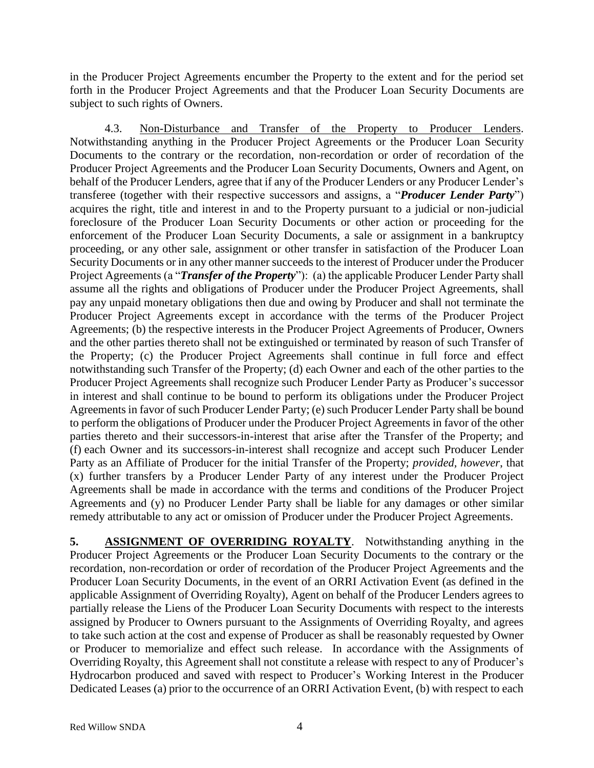in the Producer Project Agreements encumber the Property to the extent and for the period set forth in the Producer Project Agreements and that the Producer Loan Security Documents are subject to such rights of Owners.

4.3. Non-Disturbance and Transfer of the Property to Producer Lenders. Notwithstanding anything in the Producer Project Agreements or the Producer Loan Security Documents to the contrary or the recordation, non-recordation or order of recordation of the Producer Project Agreements and the Producer Loan Security Documents, Owners and Agent, on behalf of the Producer Lenders, agree that if any of the Producer Lenders or any Producer Lender's transferee (together with their respective successors and assigns, a "***Producer Lender Party***") acquires the right, title and interest in and to the Property pursuant to a judicial or non-judicial foreclosure of the Producer Loan Security Documents or other action or proceeding for the enforcement of the Producer Loan Security Documents, a sale or assignment in a bankruptcy proceeding, or any other sale, assignment or other transfer in satisfaction of the Producer Loan Security Documents or in any other manner succeeds to the interest of Producer under the Producer Project Agreements (a "***Transfer of the Property***"): (a) the applicable Producer Lender Party shall assume all the rights and obligations of Producer under the Producer Project Agreements, shall pay any unpaid monetary obligations then due and owing by Producer and shall not terminate the Producer Project Agreements except in accordance with the terms of the Producer Project Agreements; (b) the respective interests in the Producer Project Agreements of Producer, Owners and the other parties thereto shall not be extinguished or terminated by reason of such Transfer of the Property; (c) the Producer Project Agreements shall continue in full force and effect notwithstanding such Transfer of the Property; (d) each Owner and each of the other parties to the Producer Project Agreements shall recognize such Producer Lender Party as Producer's successor in interest and shall continue to be bound to perform its obligations under the Producer Project Agreements in favor of such Producer Lender Party; (e) such Producer Lender Party shall be bound to perform the obligations of Producer under the Producer Project Agreements in favor of the other parties thereto and their successors-in-interest that arise after the Transfer of the Property; and (f) each Owner and its successors-in-interest shall recognize and accept such Producer Lender Party as an Affiliate of Producer for the initial Transfer of the Property; *provided, however*, that (x) further transfers by a Producer Lender Party of any interest under the Producer Project Agreements shall be made in accordance with the terms and conditions of the Producer Project Agreements and (y) no Producer Lender Party shall be liable for any damages or other similar remedy attributable to any act or omission of Producer under the Producer Project Agreements.

**5. ASSIGNMENT OF OVERRIDING ROYALTY**. Notwithstanding anything in the Producer Project Agreements or the Producer Loan Security Documents to the contrary or the recordation, non-recordation or order of recordation of the Producer Project Agreements and the Producer Loan Security Documents, in the event of an ORRI Activation Event (as defined in the applicable Assignment of Overriding Royalty), Agent on behalf of the Producer Lenders agrees to partially release the Liens of the Producer Loan Security Documents with respect to the interests assigned by Producer to Owners pursuant to the Assignments of Overriding Royalty, and agrees to take such action at the cost and expense of Producer as shall be reasonably requested by Owner or Producer to memorialize and effect such release. In accordance with the Assignments of Overriding Royalty, this Agreement shall not constitute a release with respect to any of Producer's Hydrocarbon produced and saved with respect to Producer's Working Interest in the Producer Dedicated Leases (a) prior to the occurrence of an ORRI Activation Event, (b) with respect to each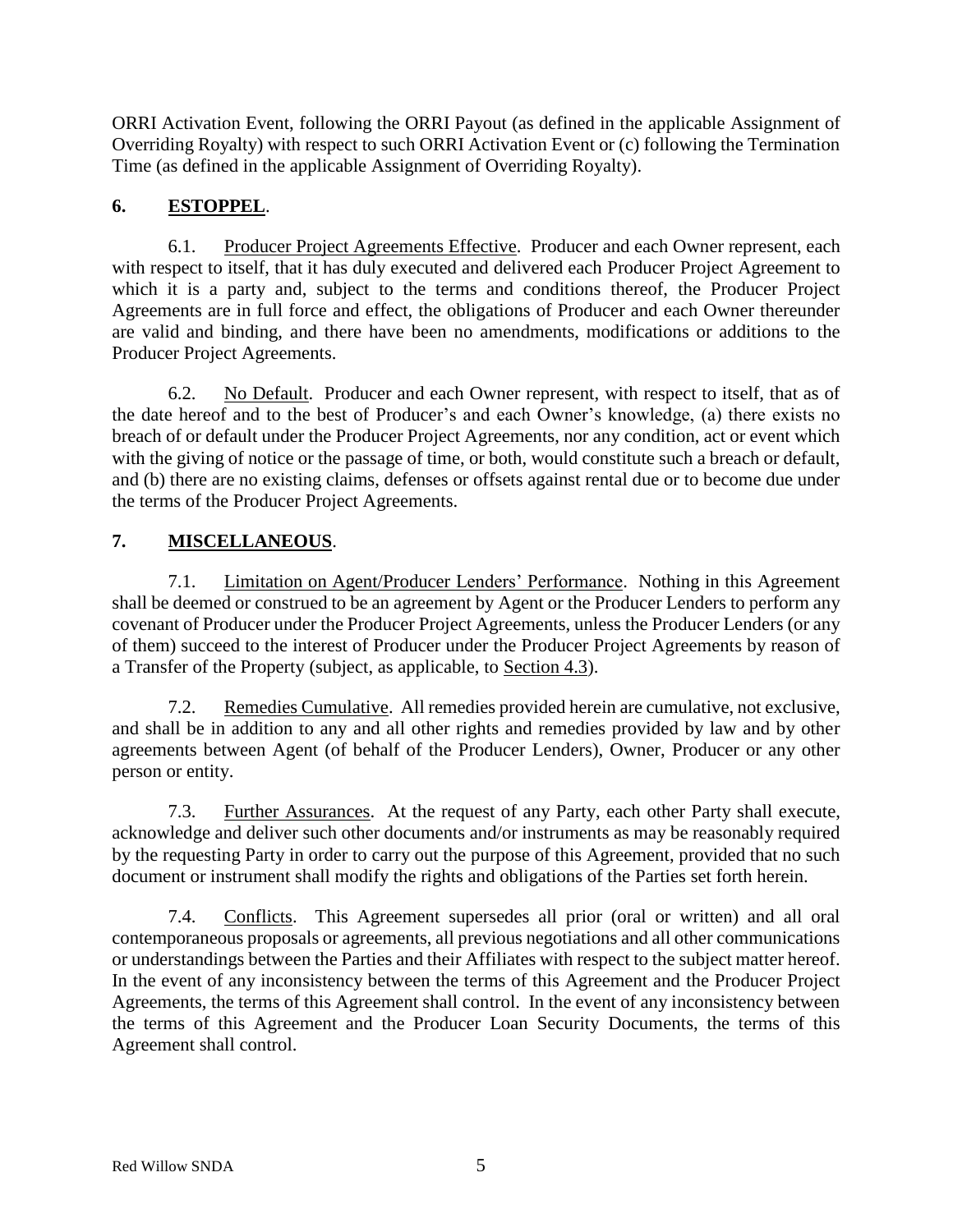ORRI Activation Event, following the ORRI Payout (as defined in the applicable Assignment of Overriding Royalty) with respect to such ORRI Activation Event or (c) following the Termination Time (as defined in the applicable Assignment of Overriding Royalty).

## 6. ESTOPPEL.

6.1. Producer Project Agreements Effective. Producer and each Owner represent, each with respect to itself, that it has duly executed and delivered each Producer Project Agreement to which it is a party and, subject to the terms and conditions thereof, the Producer Project Agreements are in full force and effect, the obligations of Producer and each Owner thereunder are valid and binding, and there have been no amendments, modifications or additions to the Producer Project Agreements.

6.2. No Default. Producer and each Owner represent, with respect to itself, that as of the date hereof and to the best of Producer's and each Owner's knowledge, (a) there exists no breach of or default under the Producer Project Agreements, nor any condition, act or event which with the giving of notice or the passage of time, or both, would constitute such a breach or default, and (b) there are no existing claims, defenses or offsets against rental due or to become due under the terms of the Producer Project Agreements.

## 7. MISCELLANEOUS.

7.1. Limitation on Agent/Producer Lenders' Performance. Nothing in this Agreement shall be deemed or construed to be an agreement by Agent or the Producer Lenders to perform any covenant of Producer under the Producer Project Agreements, unless the Producer Lenders (or any of them) succeed to the interest of Producer under the Producer Project Agreements by reason of a Transfer of the Property (subject, as applicable, to Section 4.3).

7.2. Remedies Cumulative. All remedies provided herein are cumulative, not exclusive, and shall be in addition to any and all other rights and remedies provided by law and by other agreements between Agent (of behalf of the Producer Lenders), Owner, Producer or any other person or entity.

7.3. Further Assurances. At the request of any Party, each other Party shall execute, acknowledge and deliver such other documents and/or instruments as may be reasonably required by the requesting Party in order to carry out the purpose of this Agreement, provided that no such document or instrument shall modify the rights and obligations of the Parties set forth herein.

7.4. Conflicts. This Agreement supersedes all prior (oral or written) and all oral contemporaneous proposals or agreements, all previous negotiations and all other communications or understandings between the Parties and their Affiliates with respect to the subject matter hereof. In the event of any inconsistency between the terms of this Agreement and the Producer Project Agreements, the terms of this Agreement shall control. In the event of any inconsistency between the terms of this Agreement and the Producer Loan Security Documents, the terms of this Agreement shall control.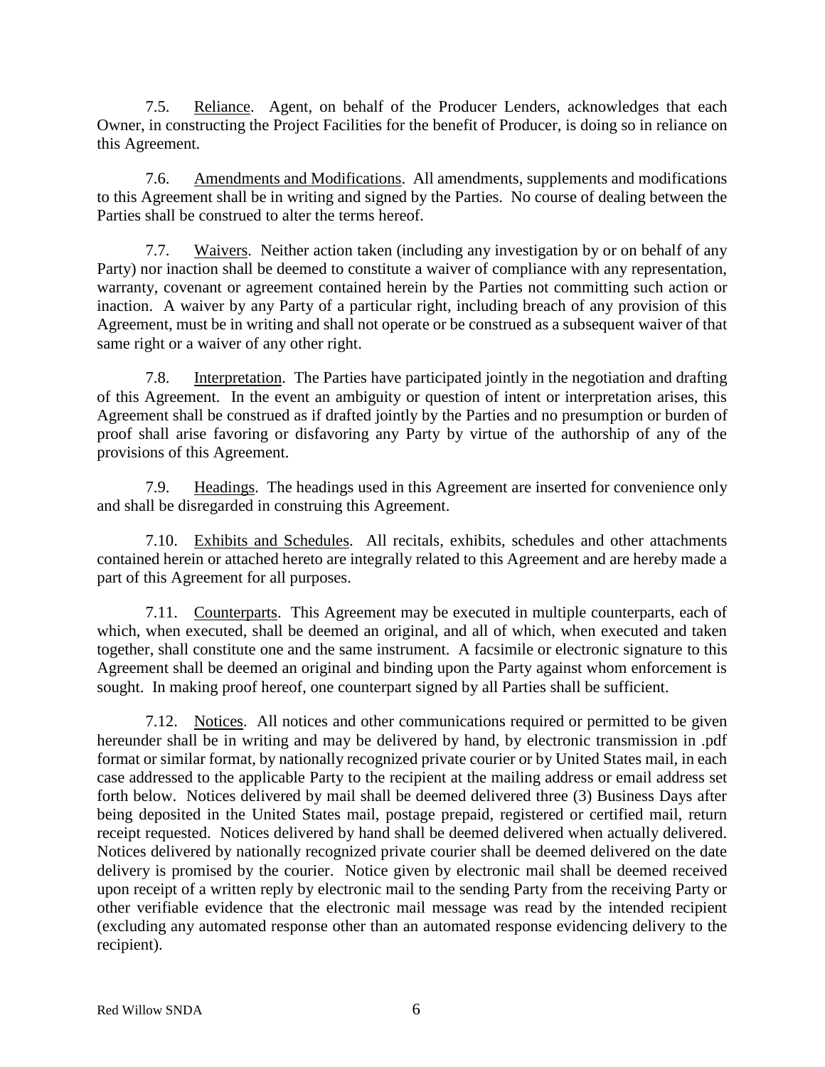7.5. Reliance. Agent, on behalf of the Producer Lenders, acknowledges that each Owner, in constructing the Project Facilities for the benefit of Producer, is doing so in reliance on this Agreement.

7.6. Amendments and Modifications. All amendments, supplements and modifications to this Agreement shall be in writing and signed by the Parties. No course of dealing between the Parties shall be construed to alter the terms hereof.

7.7. Waivers. Neither action taken (including any investigation by or on behalf of any Party) nor inaction shall be deemed to constitute a waiver of compliance with any representation, warranty, covenant or agreement contained herein by the Parties not committing such action or inaction. A waiver by any Party of a particular right, including breach of any provision of this Agreement, must be in writing and shall not operate or be construed as a subsequent waiver of that same right or a waiver of any other right.

7.8. Interpretation. The Parties have participated jointly in the negotiation and drafting of this Agreement. In the event an ambiguity or question of intent or interpretation arises, this Agreement shall be construed as if drafted jointly by the Parties and no presumption or burden of proof shall arise favoring or disfavoring any Party by virtue of the authorship of any of the provisions of this Agreement.

7.9. Headings. The headings used in this Agreement are inserted for convenience only and shall be disregarded in construing this Agreement.

7.10. Exhibits and Schedules. All recitals, exhibits, schedules and other attachments contained herein or attached hereto are integrally related to this Agreement and are hereby made a part of this Agreement for all purposes.

7.11. Counterparts. This Agreement may be executed in multiple counterparts, each of which, when executed, shall be deemed an original, and all of which, when executed and taken together, shall constitute one and the same instrument. A facsimile or electronic signature to this Agreement shall be deemed an original and binding upon the Party against whom enforcement is sought. In making proof hereof, one counterpart signed by all Parties shall be sufficient.

7.12. Notices. All notices and other communications required or permitted to be given hereunder shall be in writing and may be delivered by hand, by electronic transmission in .pdf format or similar format, by nationally recognized private courier or by United States mail, in each case addressed to the applicable Party to the recipient at the mailing address or email address set forth below. Notices delivered by mail shall be deemed delivered three (3) Business Days after being deposited in the United States mail, postage prepaid, registered or certified mail, return receipt requested. Notices delivered by hand shall be deemed delivered when actually delivered. Notices delivered by nationally recognized private courier shall be deemed delivered on the date delivery is promised by the courier. Notice given by electronic mail shall be deemed received upon receipt of a written reply by electronic mail to the sending Party from the receiving Party or other verifiable evidence that the electronic mail message was read by the intended recipient (excluding any automated response other than an automated response evidencing delivery to the recipient).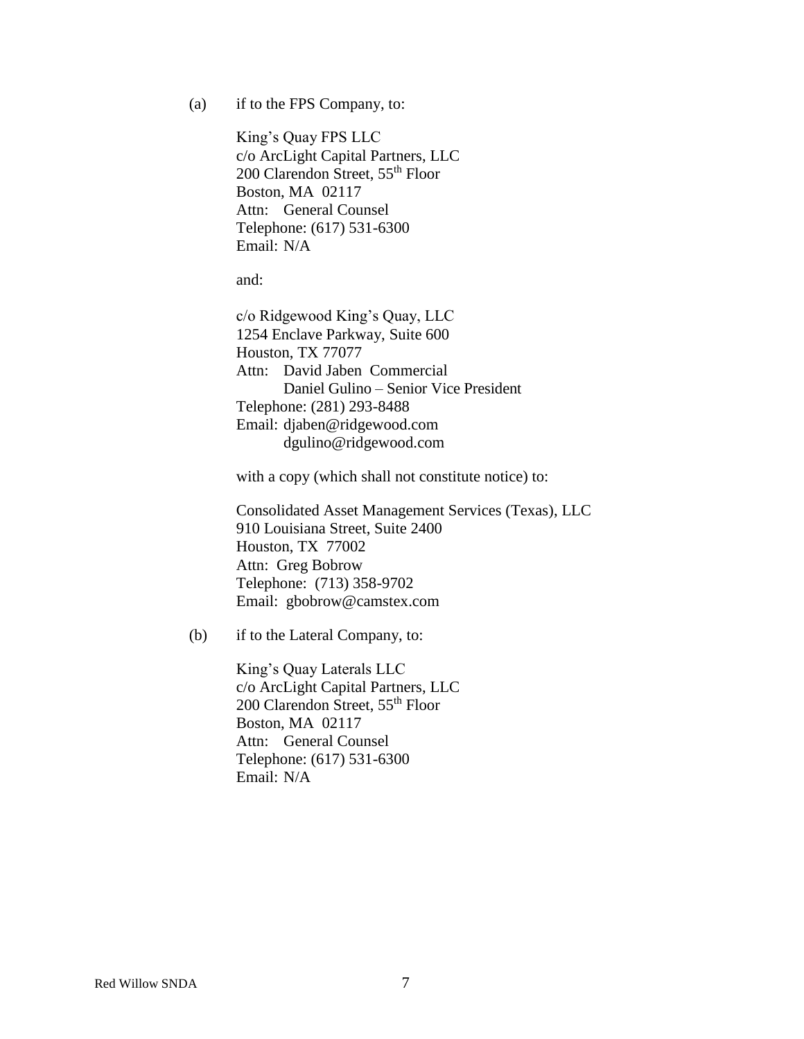(a) if to the FPS Company, to:

King's Quay FPS LLC
c/o ArcLight Capital Partners, LLC
200 Clarendon Street, 55th Floor
Boston, MA 02117
Attn: General Counsel
Telephone: (617) 531-6300
Email: N/A

and:

c/o Ridgewood King's Quay, LLC
1254 Enclave Parkway, Suite 600
Houston, TX 77077
Attn: David Jaben Commercial
Daniel Gulino – Senior Vice President
Telephone: (281) 293-8488
Email: djaben@ridgewood.com
dgulino@ridgewood.com

with a copy (which shall not constitute notice) to:

Consolidated Asset Management Services (Texas), LLC
910 Louisiana Street, Suite 2400
Houston, TX 77002
Attn: Greg Bobrow
Telephone: (713) 358-9702
Email: gbobrow@camstex.com

(b) if to the Lateral Company, to:

King's Quay Laterals LLC
c/o ArcLight Capital Partners, LLC
200 Clarendon Street, 55th Floor
Boston, MA 02117
Attn: General Counsel
Telephone: (617) 531-6300
Email: N/A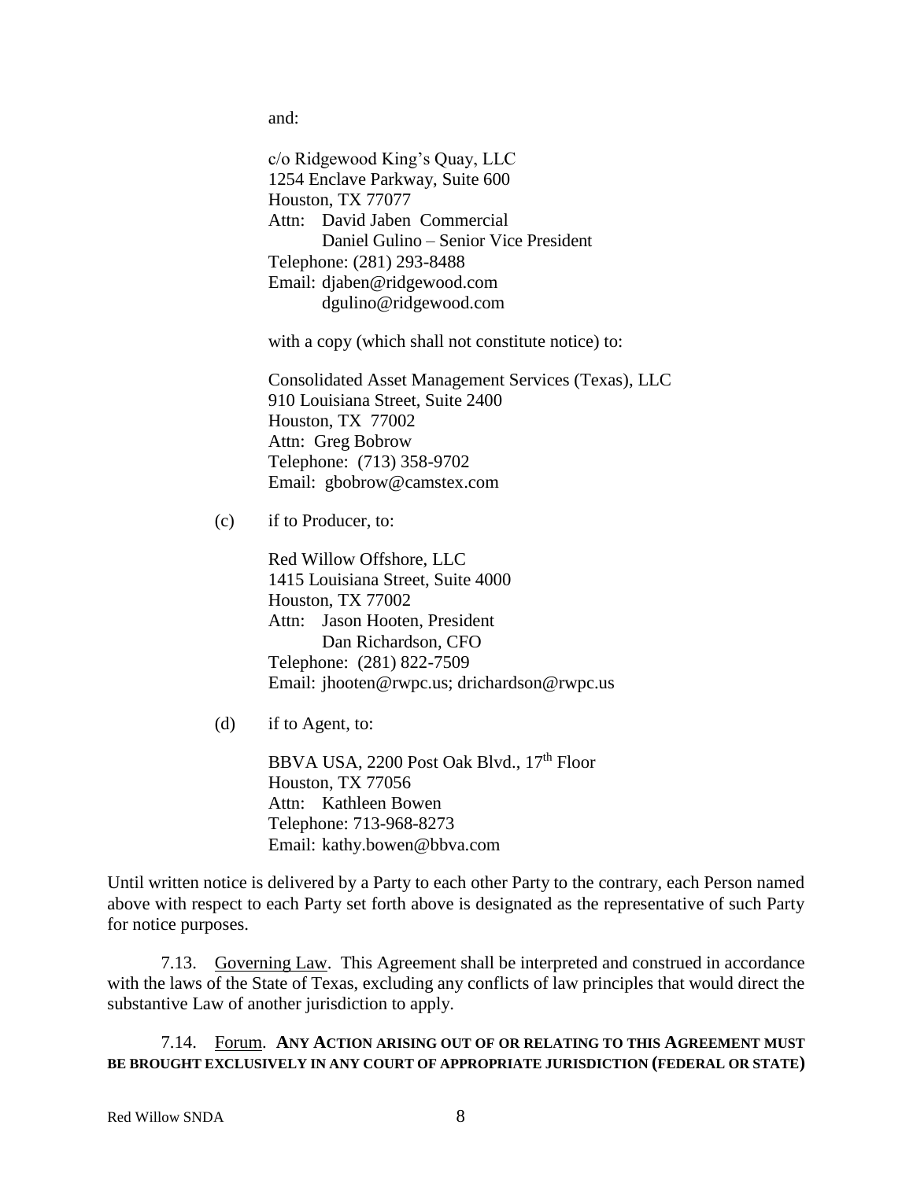and:

c/o Ridgewood King's Quay, LLC
1254 Enclave Parkway, Suite 600
Houston, TX 77077
Attn: David Jaben Commercial
Daniel Gulino – Senior Vice President
Telephone: (281) 293-8488
Email: djaben@ridgewood.com
dgulino@ridgewood.com

with a copy (which shall not constitute notice) to:

Consolidated Asset Management Services (Texas), LLC
910 Louisiana Street, Suite 2400
Houston, TX 77002
Attn: Greg Bobrow
Telephone: (713) 358-9702
Email: gbobrow@camstex.com

(c) if to Producer, to:

Red Willow Offshore, LLC
1415 Louisiana Street, Suite 4000
Houston, TX 77002
Attn: Jason Hooten, President
Dan Richardson, CFO
Telephone: (281) 822-7509
Email: jhooten@rwpc.us; drichardson@rwpc.us

(d) if to Agent, to:

BBVA USA, 2200 Post Oak Blvd., 17th Floor
Houston, TX 77056
Attn: Kathleen Bowen
Telephone: 713-968-8273
Email: kathy.bowen@bbva.com

Until written notice is delivered by a Party to each other Party to the contrary, each Person named above with respect to each Party set forth above is designated as the representative of such Party for notice purposes.

7.13. Governing Law. This Agreement shall be interpreted and construed in accordance with the laws of the State of Texas, excluding any conflicts of law principles that would direct the substantive Law of another jurisdiction to apply.

7.14. Forum. **ANY ACTION ARISING OUT OF OR RELATING TO THIS AGREEMENT MUST BE BROUGHT EXCLUSIVELY IN ANY COURT OF APPROPRIATE JURISDICTION (FEDERAL OR STATE)**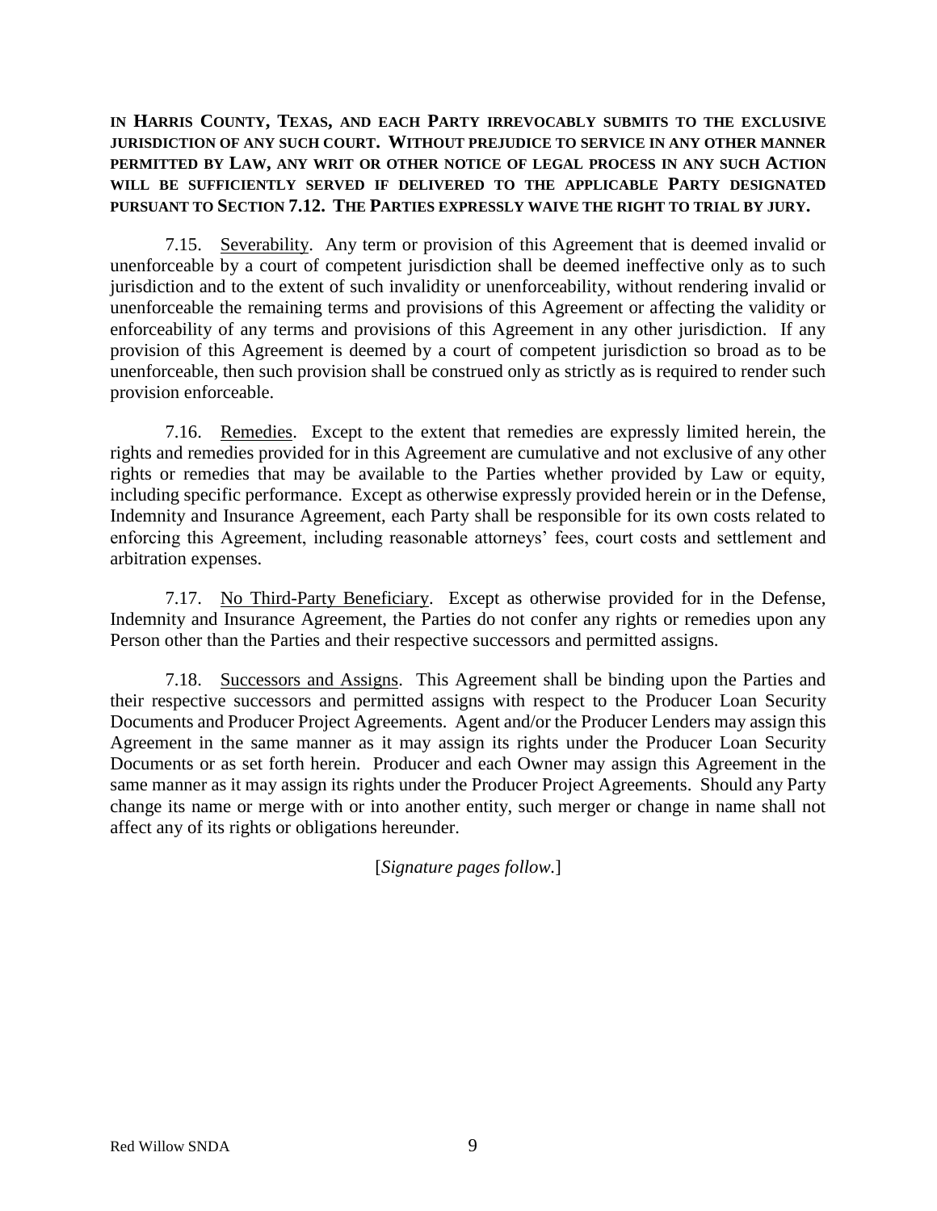**IN HARRIS COUNTY, TEXAS, AND EACH PARTY IRREVOCABLY SUBMITS TO THE EXCLUSIVE JURISDICTION OF ANY SUCH COURT. WITHOUT PREJUDICE TO SERVICE IN ANY OTHER MANNER PERMITTED BY LAW, ANY WRIT OR OTHER NOTICE OF LEGAL PROCESS IN ANY SUCH ACTION WILL BE SUFFICIENTLY SERVED IF DELIVERED TO THE APPLICABLE PARTY DESIGNATED PURSUANT TO SECTION 7.12. THE PARTIES EXPRESSLY WAIVE THE RIGHT TO TRIAL BY JURY.**

7.15. Severability. Any term or provision of this Agreement that is deemed invalid or unenforceable by a court of competent jurisdiction shall be deemed ineffective only as to such jurisdiction and to the extent of such invalidity or unenforceability, without rendering invalid or unenforceable the remaining terms and provisions of this Agreement or affecting the validity or enforceability of any terms and provisions of this Agreement in any other jurisdiction. If any provision of this Agreement is deemed by a court of competent jurisdiction so broad as to be unenforceable, then such provision shall be construed only as strictly as is required to render such provision enforceable.

7.16. Remedies. Except to the extent that remedies are expressly limited herein, the rights and remedies provided for in this Agreement are cumulative and not exclusive of any other rights or remedies that may be available to the Parties whether provided by Law or equity, including specific performance. Except as otherwise expressly provided herein or in the Defense, Indemnity and Insurance Agreement, each Party shall be responsible for its own costs related to enforcing this Agreement, including reasonable attorneys' fees, court costs and settlement and arbitration expenses.

7.17. No Third-Party Beneficiary. Except as otherwise provided for in the Defense, Indemnity and Insurance Agreement, the Parties do not confer any rights or remedies upon any Person other than the Parties and their respective successors and permitted assigns.

7.18. Successors and Assigns. This Agreement shall be binding upon the Parties and their respective successors and permitted assigns with respect to the Producer Loan Security Documents and Producer Project Agreements. Agent and/or the Producer Lenders may assign this Agreement in the same manner as it may assign its rights under the Producer Loan Security Documents or as set forth herein. Producer and each Owner may assign this Agreement in the same manner as it may assign its rights under the Producer Project Agreements. Should any Party change its name or merge with or into another entity, such merger or change in name shall not affect any of its rights or obligations hereunder.

[*Signature pages follow.*]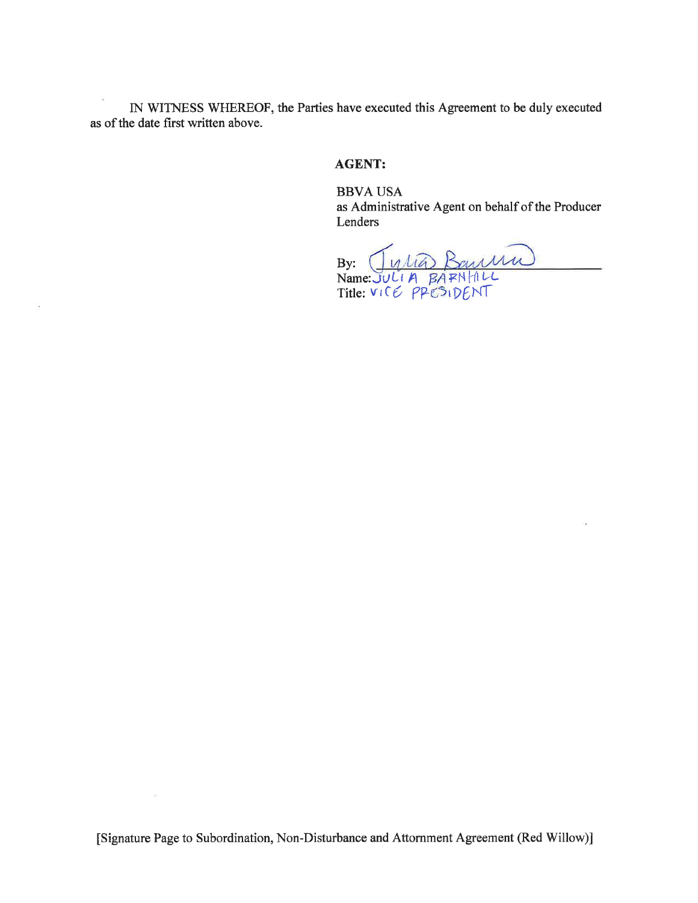IN WITNESS WHEREOF, the Parties have executed this Agreement to be duly executed as of the date first written above.

**AGENT:**

BBVA USA
as Administrative Agent on behalf of the Producer Lenders

By: Julia Barnhill
Name: JULIA BARNHILL
Title: VICE PRESIDENT

[Signature Page to Subordination, Non-Disturbance and Attornment Agreement (Red Willow)]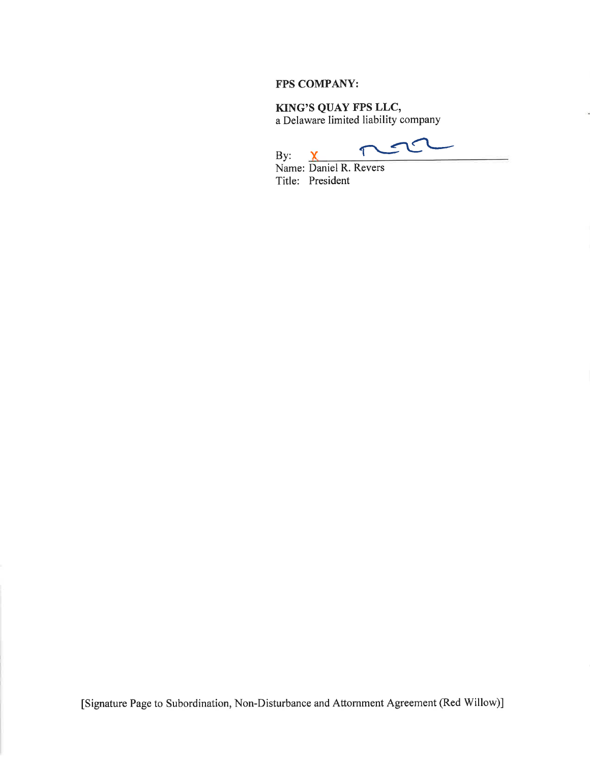**FPS COMPANY:**

**KING'S QUAY FPS LLC,**
a Delaware limited liability company

By: X ______________________
Name: Daniel R. Revers
Title: President

[Signature Page to Subordination, Non-Disturbance and Attornment Agreement (Red Willow)]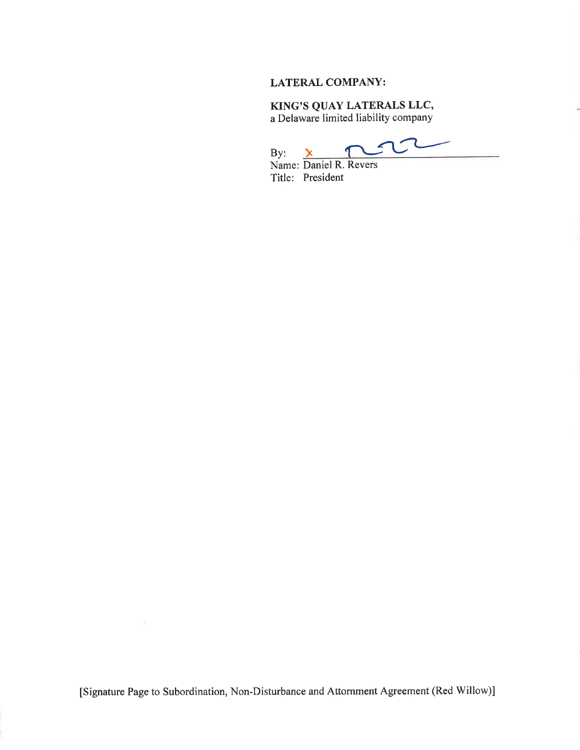**LATERAL COMPANY:**

**KING'S QUAY LATERALS LLC,**
a Delaware limited liability company

By: x ______________________
Name: Daniel R. Revers
Title: President

[Signature Page to Subordination, Non-Disturbance and Attornment Agreement (Red Willow)]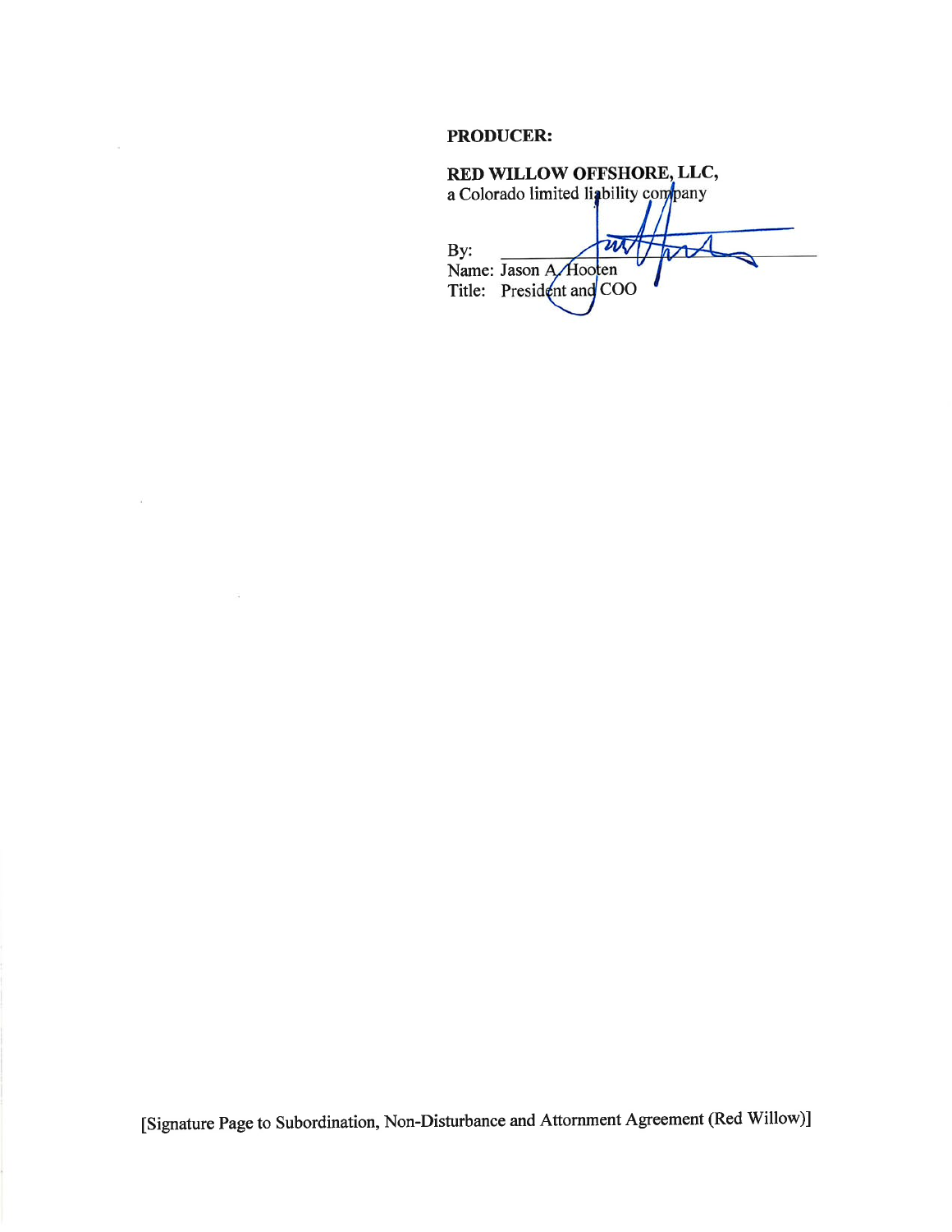**PRODUCER:**

**RED WILLOW OFFSHORE, LLC,**
a Colorado limited liability company

By: \_\_\_\_\_\_\_\_\_\_\_\_\_\_\_\_\_\_\_\_\_\_\_\_\_\_\_\_\_\_
Name: Jason A. Hooten
Title: President and COO

[Signature Page to Subordination, Non-Disturbance and Attornment Agreement (Red Willow)]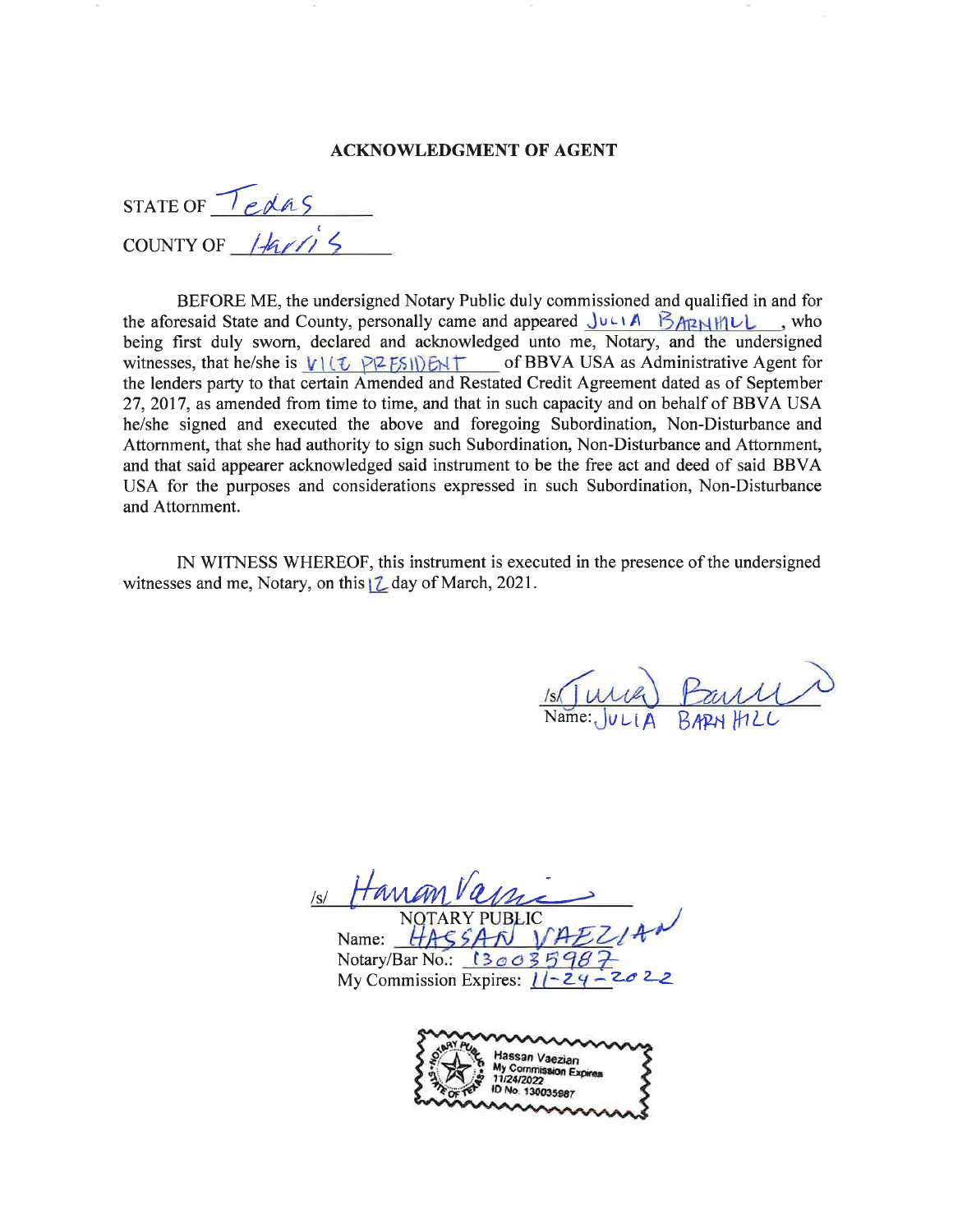## ACKNOWLEDGMENT OF AGENT

STATE OF Texas

COUNTY OF Harris

BEFORE ME, the undersigned Notary Public duly commissioned and qualified in and for the aforesaid State and County, personally came and appeared JULIA BARNHILL, who being first duly sworn, declared and acknowledged unto me, Notary, and the undersigned witnesses, that he/she is VICE PRESIDENT of BBVA USA as Administrative Agent for the lenders party to that certain Amended and Restated Credit Agreement dated as of September 27, 2017, as amended from time to time, and that in such capacity and on behalf of BBVA USA he/she signed and executed the above and foregoing Subordination, Non-Disturbance and Attornment, that she had authority to sign such Subordination, Non-Disturbance and Attornment, and that said appearer acknowledged said instrument to be the free act and deed of said BBVA USA for the purposes and considerations expressed in such Subordination, Non-Disturbance and Attornment.

IN WITNESS WHEREOF, this instrument is executed in the presence of the undersigned witnesses and me, Notary, on this 12 day of March, 2021.

/s/ Julia Barnhill
Name: JULIA BARNHILL

/s/ Hassan Vaezian
NOTARY PUBLIC
Name: HASSAN VAEZIAN
Notary/Bar No.: 130035987
My Commission Expires: 11-24-2022

Hassan Vaezian
My Commission Expires
11/24/2022
ID No. 130035987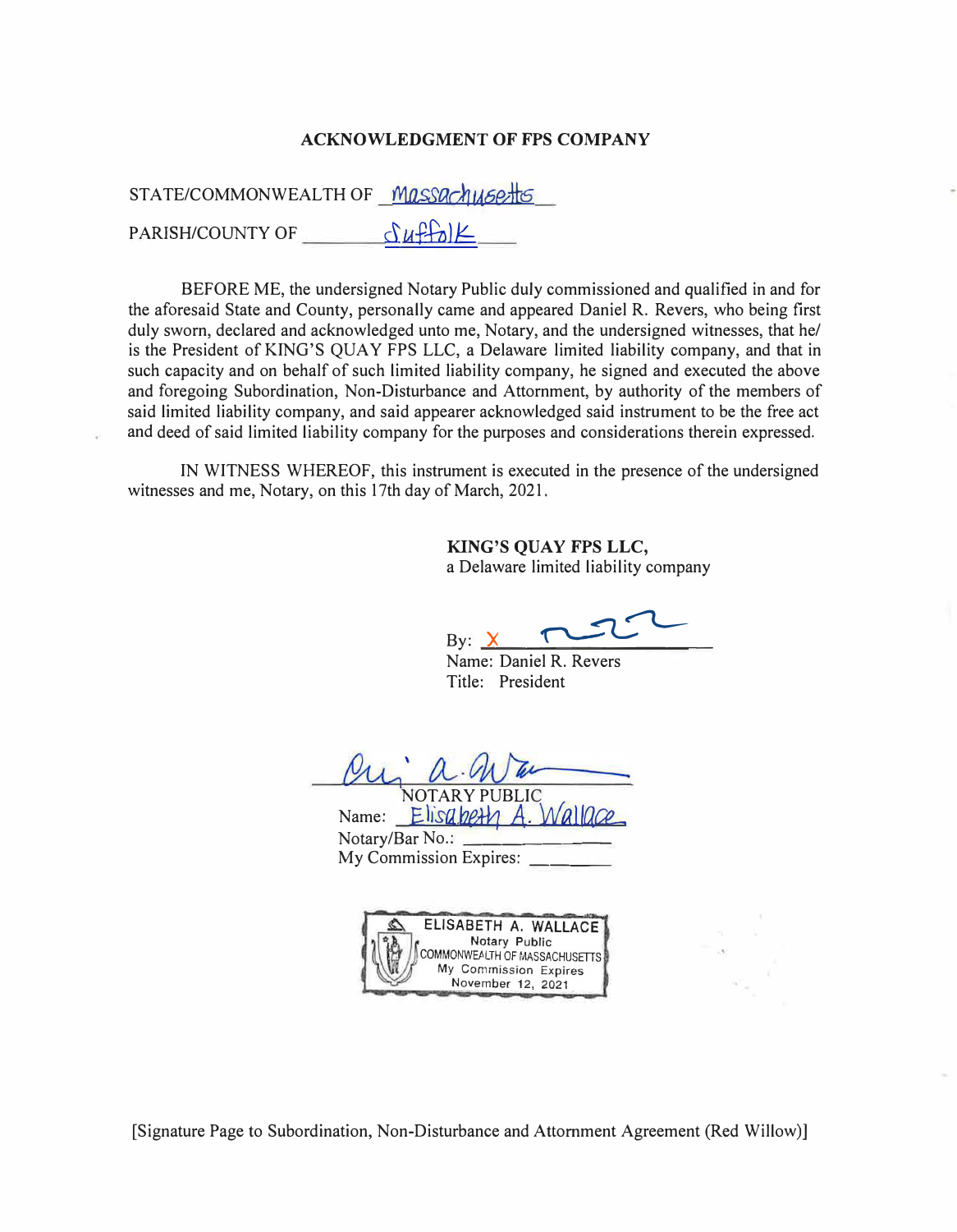## ACKNOWLEDGMENT OF FPS COMPANY

STATE/COMMONWEALTH OF Massachusetts

PARISH/COUNTY OF Suffolk

BEFORE ME, the undersigned Notary Public duly commissioned and qualified in and for the aforesaid State and County, personally came and appeared Daniel R. Revers, who being first duly sworn, declared and acknowledged unto me, Notary, and the undersigned witnesses, that he/ is the President of KING'S QUAY FPS LLC, a Delaware limited liability company, and that in such capacity and on behalf of such limited liability company, he signed and executed the above and foregoing Subordination, Non-Disturbance and Attornment, by authority of the members of said limited liability company, and said appearer acknowledged said instrument to be the free act and deed of said limited liability company for the purposes and considerations therein expressed.

IN WITNESS WHEREOF, this instrument is executed in the presence of the undersigned witnesses and me, Notary, on this 17th day of March, 2021.

**KING'S QUAY FPS LLC,**
a Delaware limited liability company

By: X ______________________
Name: Daniel R. Revers
Title: President

______________________
NOTARY PUBLIC
Name: Elisabeth A. Wallace
Notary/Bar No.: ______________
My Commission Expires: ________

ELISABETH A. WALLACE
Notary Public
COMMONWEALTH OF MASSACHUSETTS
My Commission Expires
November 12, 2021

[Signature Page to Subordination, Non-Disturbance and Attornment Agreement (Red Willow)]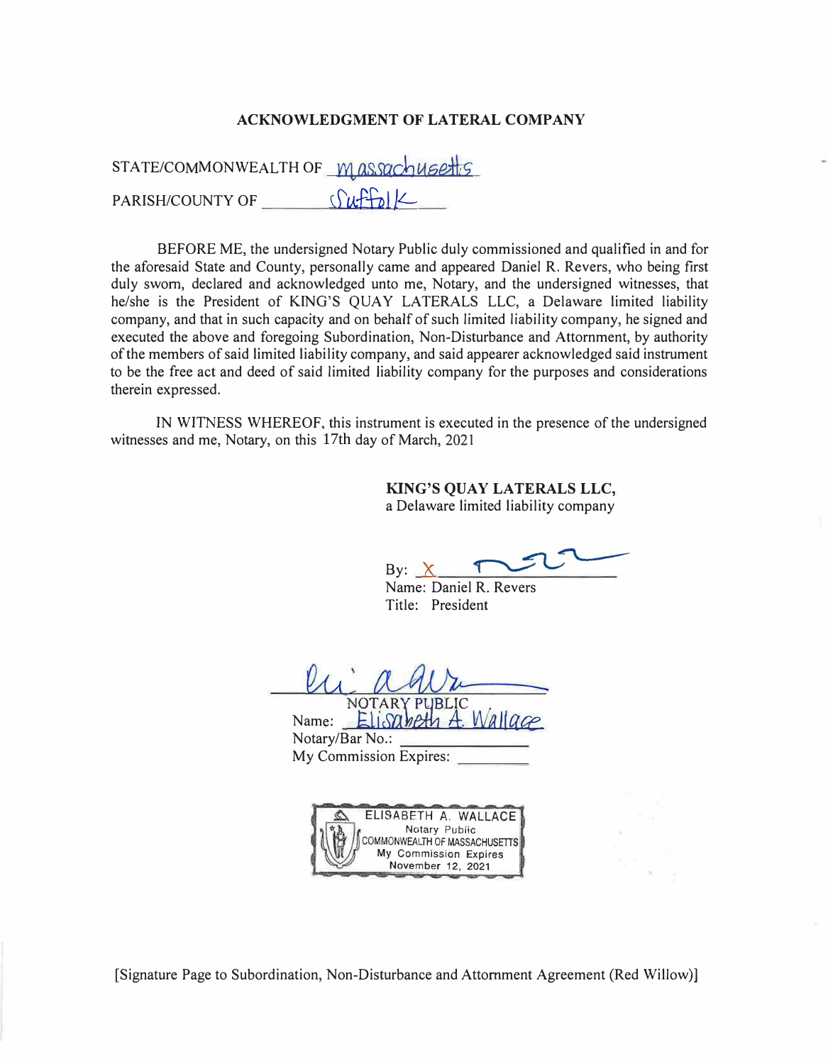**ACKNOWLEDGMENT OF LATERAL COMPANY**

STATE/COMMONWEALTH OF Massachusetts

PARISH/COUNTY OF Suffolk

BEFORE ME, the undersigned Notary Public duly commissioned and qualified in and for the aforesaid State and County, personally came and appeared Daniel R. Revers, who being first duly sworn, declared and acknowledged unto me, Notary, and the undersigned witnesses, that he/she is the President of KING'S QUAY LATERALS LLC, a Delaware limited liability company, and that in such capacity and on behalf of such limited liability company, he signed and executed the above and foregoing Subordination, Non-Disturbance and Attornment, by authority of the members of said limited liability company, and said appearer acknowledged said instrument to be the free act and deed of said limited liability company for the purposes and considerations therein expressed.

IN WITNESS WHEREOF, this instrument is executed in the presence of the undersigned witnesses and me, Notary, on this 17th day of March, 2021

**KING'S QUAY LATERALS LLC,**
a Delaware limited liability company

By: X ____________________
Name: Daniel R. Revers
Title: President

____________________
NOTARY PUBLIC
Name: Elisabeth A. Wallace
Notary/Bar No.: ____________
My Commission Expires: ________

ELISABETH A. WALLACE
Notary Public
COMMONWEALTH OF MASSACHUSETTS
My Commission Expires
November 12, 2021

[Signature Page to Subordination, Non-Disturbance and Attornment Agreement (Red Willow)]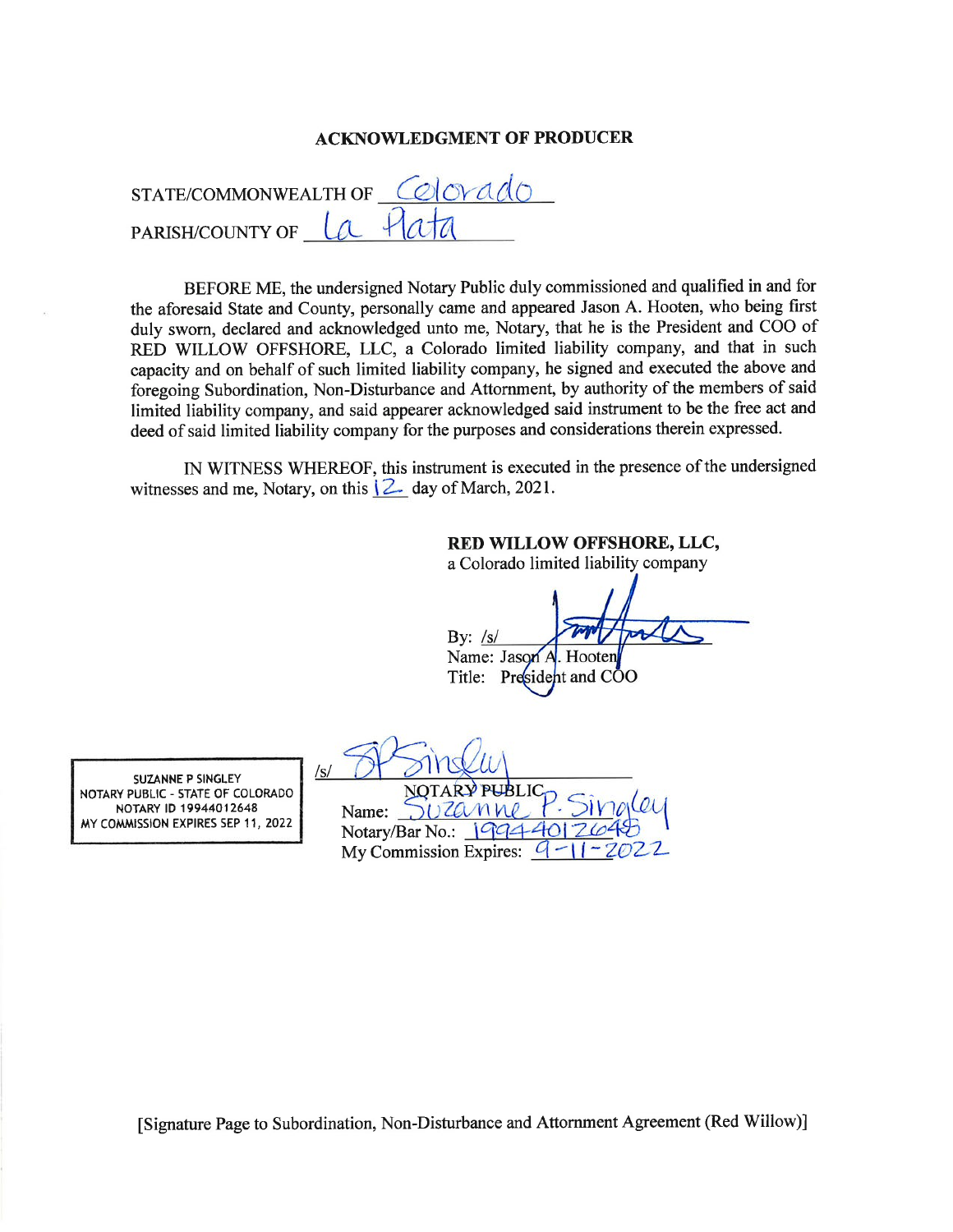## ACKNOWLEDGMENT OF PRODUCER

STATE/COMMONWEALTH OF Colorado

PARISH/COUNTY OF La Plata

BEFORE ME, the undersigned Notary Public duly commissioned and qualified in and for the aforesaid State and County, personally came and appeared Jason A. Hooten, who being first duly sworn, declared and acknowledged unto me, Notary, that he is the President and COO of RED WILLOW OFFSHORE, LLC, a Colorado limited liability company, and that in such capacity and on behalf of such limited liability company, he signed and executed the above and foregoing Subordination, Non-Disturbance and Attornment, by authority of the members of said limited liability company, and said appearer acknowledged said instrument to be the free act and deed of said limited liability company for the purposes and considerations therein expressed.

IN WITNESS WHEREOF, this instrument is executed in the presence of the undersigned witnesses and me, Notary, on this 12 day of March, 2021.

**RED WILLOW OFFSHORE, LLC,**
a Colorado limited liability company

By: /s/
Name: Jason A. Hooten
Title: President and COO

SUZANNE P SINGLEY
NOTARY PUBLIC - STATE OF COLORADO
NOTARY ID 19944012648
MY COMMISSION EXPIRES SEP 11, 2022

/s/
NOTARY PUBLIC
Name: Suzanne P. Singley
Notary/Bar No.: 19944012648
My Commission Expires: 9-11-2022

[Signature Page to Subordination, Non-Disturbance and Attornment Agreement (Red Willow)]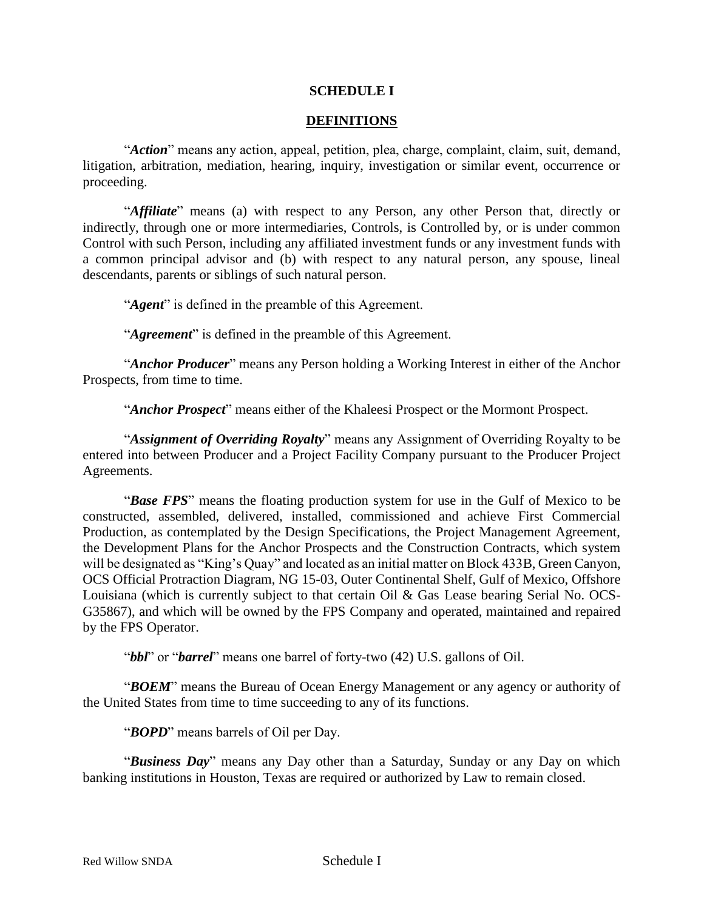# SCHEDULE I

## DEFINITIONS

"***Action***" means any action, appeal, petition, plea, charge, complaint, claim, suit, demand, litigation, arbitration, mediation, hearing, inquiry, investigation or similar event, occurrence or proceeding.

"***Affiliate***" means (a) with respect to any Person, any other Person that, directly or indirectly, through one or more intermediaries, Controls, is Controlled by, or is under common Control with such Person, including any affiliated investment funds or any investment funds with a common principal advisor and (b) with respect to any natural person, any spouse, lineal descendants, parents or siblings of such natural person.

"***Agent***" is defined in the preamble of this Agreement.

"***Agreement***" is defined in the preamble of this Agreement.

"***Anchor Producer***" means any Person holding a Working Interest in either of the Anchor Prospects, from time to time.

"***Anchor Prospect***" means either of the Khaleesi Prospect or the Mormont Prospect.

"***Assignment of Overriding Royalty***" means any Assignment of Overriding Royalty to be entered into between Producer and a Project Facility Company pursuant to the Producer Project Agreements.

"***Base FPS***" means the floating production system for use in the Gulf of Mexico to be constructed, assembled, delivered, installed, commissioned and achieve First Commercial Production, as contemplated by the Design Specifications, the Project Management Agreement, the Development Plans for the Anchor Prospects and the Construction Contracts, which system will be designated as "King's Quay" and located as an initial matter on Block 433B, Green Canyon, OCS Official Protraction Diagram, NG 15-03, Outer Continental Shelf, Gulf of Mexico, Offshore Louisiana (which is currently subject to that certain Oil & Gas Lease bearing Serial No. OCS-G35867), and which will be owned by the FPS Company and operated, maintained and repaired by the FPS Operator.

"***bbl***" or "***barrel***" means one barrel of forty-two (42) U.S. gallons of Oil.

"***BOEM***" means the Bureau of Ocean Energy Management or any agency or authority of the United States from time to time succeeding to any of its functions.

"***BOPD***" means barrels of Oil per Day.

"***Business Day***" means any Day other than a Saturday, Sunday or any Day on which banking institutions in Houston, Texas are required or authorized by Law to remain closed.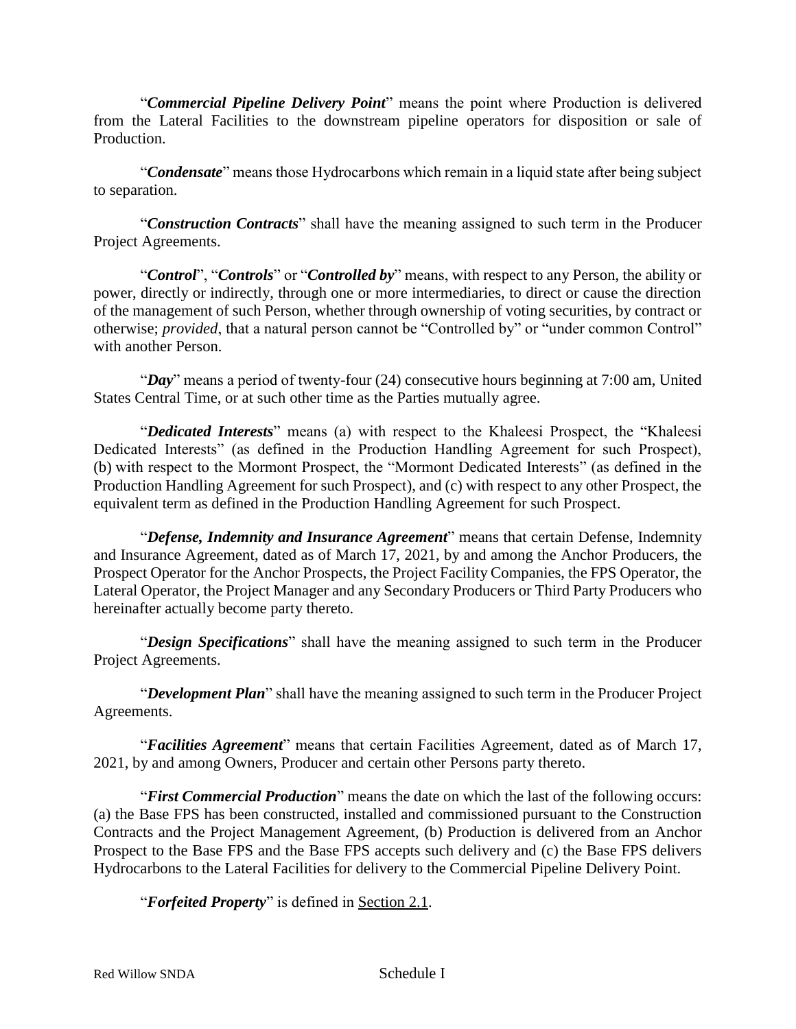"***Commercial Pipeline Delivery Point***" means the point where Production is delivered from the Lateral Facilities to the downstream pipeline operators for disposition or sale of Production.

"***Condensate***" means those Hydrocarbons which remain in a liquid state after being subject to separation.

"***Construction Contracts***" shall have the meaning assigned to such term in the Producer Project Agreements.

"***Control***", "***Controls***" or "***Controlled by***" means, with respect to any Person, the ability or power, directly or indirectly, through one or more intermediaries, to direct or cause the direction of the management of such Person, whether through ownership of voting securities, by contract or otherwise; *provided*, that a natural person cannot be "Controlled by" or "under common Control" with another Person.

"***Day***" means a period of twenty-four (24) consecutive hours beginning at 7:00 am, United States Central Time, or at such other time as the Parties mutually agree.

"***Dedicated Interests***" means (a) with respect to the Khaleesi Prospect, the "Khaleesi Dedicated Interests" (as defined in the Production Handling Agreement for such Prospect), (b) with respect to the Mormont Prospect, the "Mormont Dedicated Interests" (as defined in the Production Handling Agreement for such Prospect), and (c) with respect to any other Prospect, the equivalent term as defined in the Production Handling Agreement for such Prospect.

"***Defense, Indemnity and Insurance Agreement***" means that certain Defense, Indemnity and Insurance Agreement, dated as of March 17, 2021, by and among the Anchor Producers, the Prospect Operator for the Anchor Prospects, the Project Facility Companies, the FPS Operator, the Lateral Operator, the Project Manager and any Secondary Producers or Third Party Producers who hereinafter actually become party thereto.

"***Design Specifications***" shall have the meaning assigned to such term in the Producer Project Agreements.

"***Development Plan***" shall have the meaning assigned to such term in the Producer Project Agreements.

"***Facilities Agreement***" means that certain Facilities Agreement, dated as of March 17, 2021, by and among Owners, Producer and certain other Persons party thereto.

"***First Commercial Production***" means the date on which the last of the following occurs: (a) the Base FPS has been constructed, installed and commissioned pursuant to the Construction Contracts and the Project Management Agreement, (b) Production is delivered from an Anchor Prospect to the Base FPS and the Base FPS accepts such delivery and (c) the Base FPS delivers Hydrocarbons to the Lateral Facilities for delivery to the Commercial Pipeline Delivery Point.

"***Forfeited Property***" is defined in Section 2.1.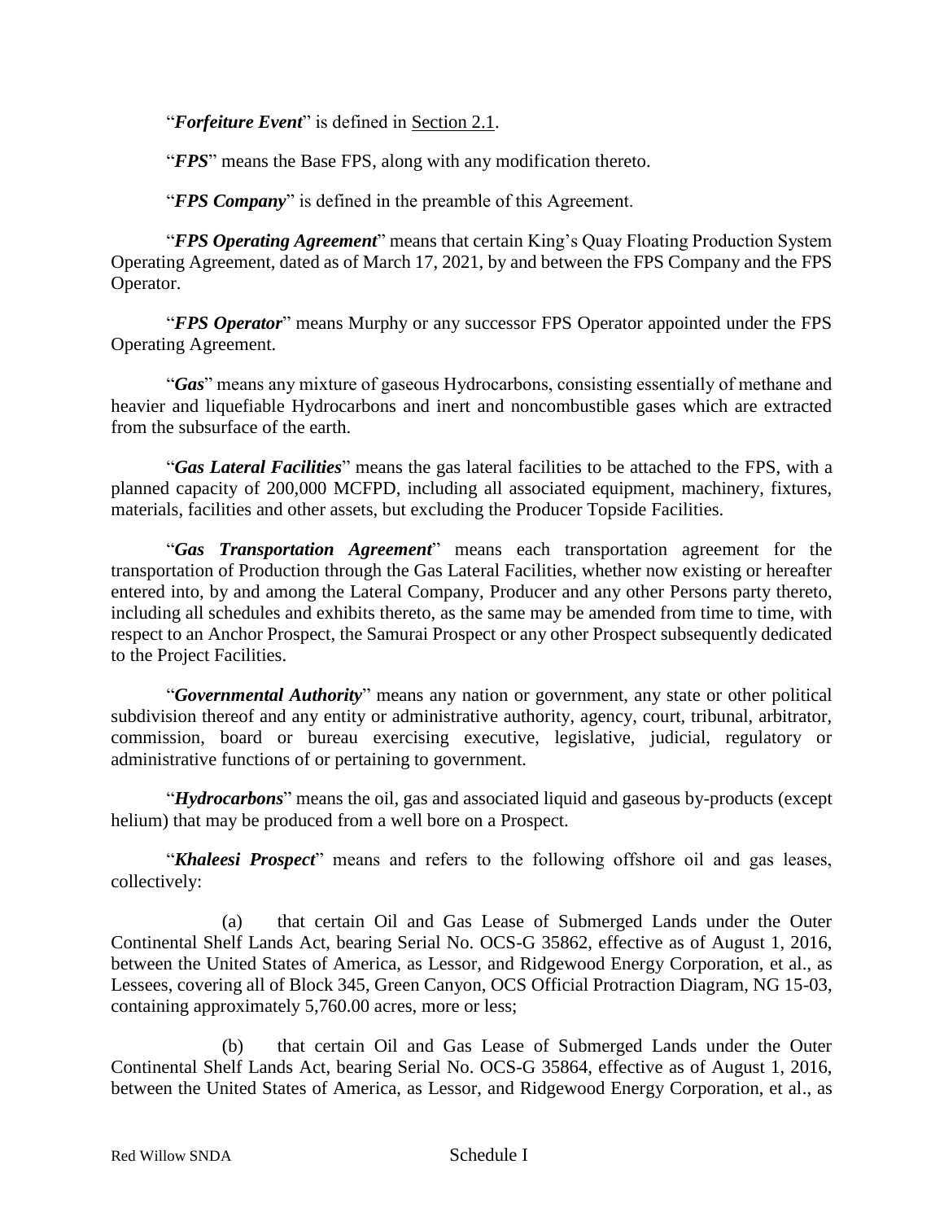"***Forfeiture Event***" is defined in Section 2.1.

"***FPS***" means the Base FPS, along with any modification thereto.

"***FPS Company***" is defined in the preamble of this Agreement.

"***FPS Operating Agreement***" means that certain King's Quay Floating Production System Operating Agreement, dated as of March 17, 2021, by and between the FPS Company and the FPS Operator.

"***FPS Operator***" means Murphy or any successor FPS Operator appointed under the FPS Operating Agreement.

"***Gas***" means any mixture of gaseous Hydrocarbons, consisting essentially of methane and heavier and liquefiable Hydrocarbons and inert and noncombustible gases which are extracted from the subsurface of the earth.

"***Gas Lateral Facilities***" means the gas lateral facilities to be attached to the FPS, with a planned capacity of 200,000 MCFPD, including all associated equipment, machinery, fixtures, materials, facilities and other assets, but excluding the Producer Topside Facilities.

"***Gas Transportation Agreement***" means each transportation agreement for the transportation of Production through the Gas Lateral Facilities, whether now existing or hereafter entered into, by and among the Lateral Company, Producer and any other Persons party thereto, including all schedules and exhibits thereto, as the same may be amended from time to time, with respect to an Anchor Prospect, the Samurai Prospect or any other Prospect subsequently dedicated to the Project Facilities.

"***Governmental Authority***" means any nation or government, any state or other political subdivision thereof and any entity or administrative authority, agency, court, tribunal, arbitrator, commission, board or bureau exercising executive, legislative, judicial, regulatory or administrative functions of or pertaining to government.

"***Hydrocarbons***" means the oil, gas and associated liquid and gaseous by-products (except helium) that may be produced from a well bore on a Prospect.

"***Khaleesi Prospect***" means and refers to the following offshore oil and gas leases, collectively:

(a) that certain Oil and Gas Lease of Submerged Lands under the Outer Continental Shelf Lands Act, bearing Serial No. OCS-G 35862, effective as of August 1, 2016, between the United States of America, as Lessor, and Ridgewood Energy Corporation, et al., as Lessees, covering all of Block 345, Green Canyon, OCS Official Protraction Diagram, NG 15-03, containing approximately 5,760.00 acres, more or less;

(b) that certain Oil and Gas Lease of Submerged Lands under the Outer Continental Shelf Lands Act, bearing Serial No. OCS-G 35864, effective as of August 1, 2016, between the United States of America, as Lessor, and Ridgewood Energy Corporation, et al., as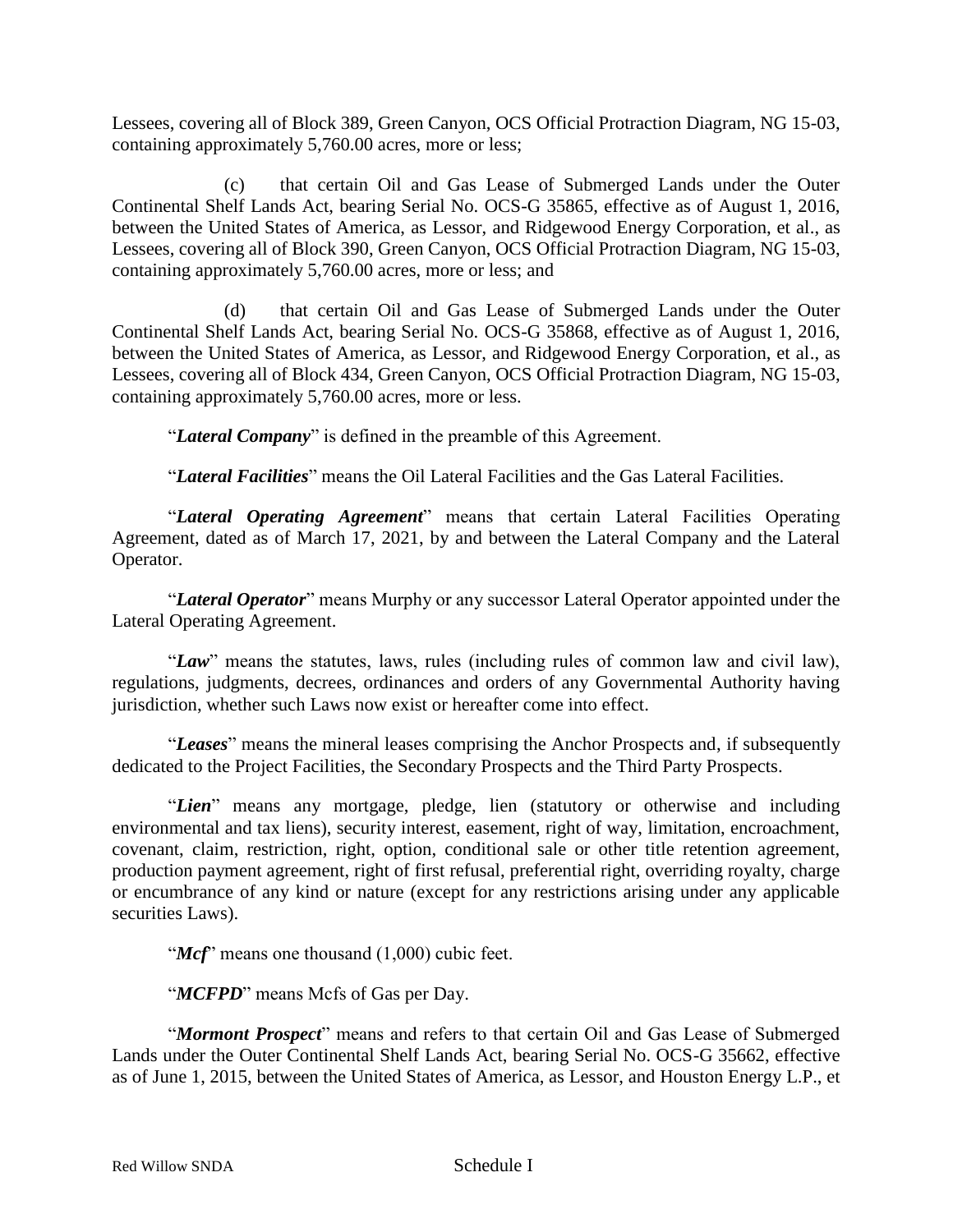Lessees, covering all of Block 389, Green Canyon, OCS Official Protraction Diagram, NG 15-03, containing approximately 5,760.00 acres, more or less;

(c) that certain Oil and Gas Lease of Submerged Lands under the Outer Continental Shelf Lands Act, bearing Serial No. OCS-G 35865, effective as of August 1, 2016, between the United States of America, as Lessor, and Ridgewood Energy Corporation, et al., as Lessees, covering all of Block 390, Green Canyon, OCS Official Protraction Diagram, NG 15-03, containing approximately 5,760.00 acres, more or less; and

(d) that certain Oil and Gas Lease of Submerged Lands under the Outer Continental Shelf Lands Act, bearing Serial No. OCS-G 35868, effective as of August 1, 2016, between the United States of America, as Lessor, and Ridgewood Energy Corporation, et al., as Lessees, covering all of Block 434, Green Canyon, OCS Official Protraction Diagram, NG 15-03, containing approximately 5,760.00 acres, more or less.

"***Lateral Company***" is defined in the preamble of this Agreement.

"***Lateral Facilities***" means the Oil Lateral Facilities and the Gas Lateral Facilities.

"***Lateral Operating Agreement***" means that certain Lateral Facilities Operating Agreement, dated as of March 17, 2021, by and between the Lateral Company and the Lateral Operator.

"***Lateral Operator***" means Murphy or any successor Lateral Operator appointed under the Lateral Operating Agreement.

"***Law***" means the statutes, laws, rules (including rules of common law and civil law), regulations, judgments, decrees, ordinances and orders of any Governmental Authority having jurisdiction, whether such Laws now exist or hereafter come into effect.

"***Leases***" means the mineral leases comprising the Anchor Prospects and, if subsequently dedicated to the Project Facilities, the Secondary Prospects and the Third Party Prospects.

"***Lien***" means any mortgage, pledge, lien (statutory or otherwise and including environmental and tax liens), security interest, easement, right of way, limitation, encroachment, covenant, claim, restriction, right, option, conditional sale or other title retention agreement, production payment agreement, right of first refusal, preferential right, overriding royalty, charge or encumbrance of any kind or nature (except for any restrictions arising under any applicable securities Laws).

"***Mcf***" means one thousand (1,000) cubic feet.

"***MCFPD***" means Mcfs of Gas per Day.

"***Mormont Prospect***" means and refers to that certain Oil and Gas Lease of Submerged Lands under the Outer Continental Shelf Lands Act, bearing Serial No. OCS-G 35662, effective as of June 1, 2015, between the United States of America, as Lessor, and Houston Energy L.P., et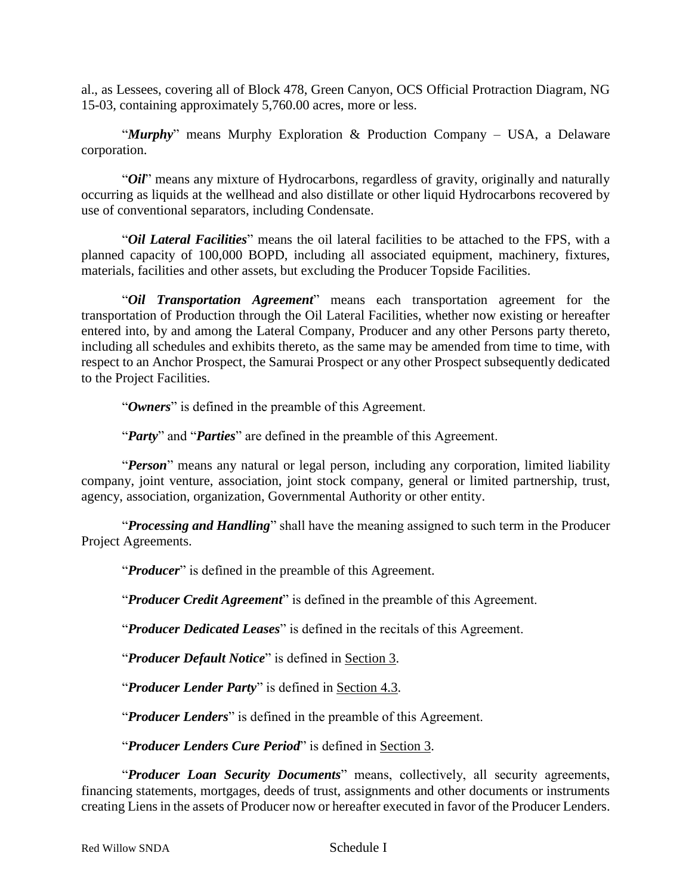al., as Lessees, covering all of Block 478, Green Canyon, OCS Official Protraction Diagram, NG 15-03, containing approximately 5,760.00 acres, more or less.

"***Murphy***" means Murphy Exploration & Production Company – USA, a Delaware corporation.

"***Oil***" means any mixture of Hydrocarbons, regardless of gravity, originally and naturally occurring as liquids at the wellhead and also distillate or other liquid Hydrocarbons recovered by use of conventional separators, including Condensate.

"***Oil Lateral Facilities***" means the oil lateral facilities to be attached to the FPS, with a planned capacity of 100,000 BOPD, including all associated equipment, machinery, fixtures, materials, facilities and other assets, but excluding the Producer Topside Facilities.

"***Oil Transportation Agreement***" means each transportation agreement for the transportation of Production through the Oil Lateral Facilities, whether now existing or hereafter entered into, by and among the Lateral Company, Producer and any other Persons party thereto, including all schedules and exhibits thereto, as the same may be amended from time to time, with respect to an Anchor Prospect, the Samurai Prospect or any other Prospect subsequently dedicated to the Project Facilities.

"***Owners***" is defined in the preamble of this Agreement.

"***Party***" and "***Parties***" are defined in the preamble of this Agreement.

"***Person***" means any natural or legal person, including any corporation, limited liability company, joint venture, association, joint stock company, general or limited partnership, trust, agency, association, organization, Governmental Authority or other entity.

"***Processing and Handling***" shall have the meaning assigned to such term in the Producer Project Agreements.

"***Producer***" is defined in the preamble of this Agreement.

"***Producer Credit Agreement***" is defined in the preamble of this Agreement.

"***Producer Dedicated Leases***" is defined in the recitals of this Agreement.

"***Producer Default Notice***" is defined in Section 3.

"***Producer Lender Party***" is defined in Section 4.3.

"***Producer Lenders***" is defined in the preamble of this Agreement.

"***Producer Lenders Cure Period***" is defined in Section 3.

"***Producer Loan Security Documents***" means, collectively, all security agreements, financing statements, mortgages, deeds of trust, assignments and other documents or instruments creating Liens in the assets of Producer now or hereafter executed in favor of the Producer Lenders.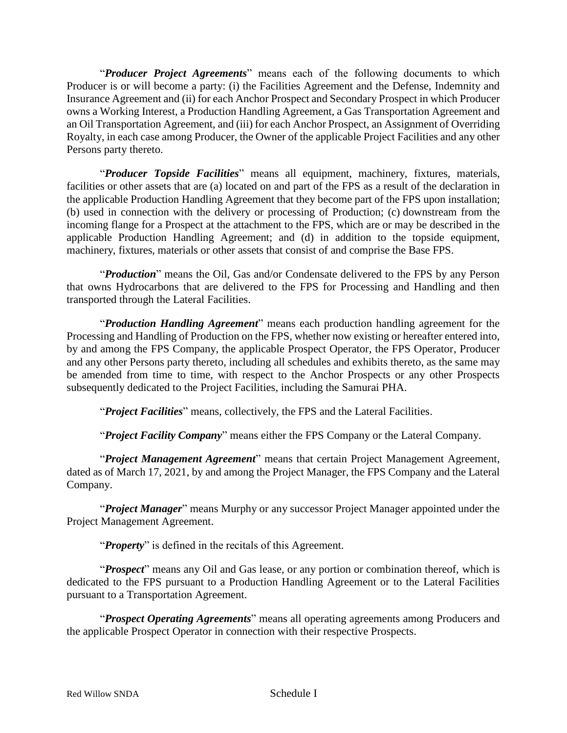"***Producer Project Agreements***" means each of the following documents to which Producer is or will become a party: (i) the Facilities Agreement and the Defense, Indemnity and Insurance Agreement and (ii) for each Anchor Prospect and Secondary Prospect in which Producer owns a Working Interest, a Production Handling Agreement, a Gas Transportation Agreement and an Oil Transportation Agreement, and (iii) for each Anchor Prospect, an Assignment of Overriding Royalty, in each case among Producer, the Owner of the applicable Project Facilities and any other Persons party thereto.

"***Producer Topside Facilities***" means all equipment, machinery, fixtures, materials, facilities or other assets that are (a) located on and part of the FPS as a result of the declaration in the applicable Production Handling Agreement that they become part of the FPS upon installation; (b) used in connection with the delivery or processing of Production; (c) downstream from the incoming flange for a Prospect at the attachment to the FPS, which are or may be described in the applicable Production Handling Agreement; and (d) in addition to the topside equipment, machinery, fixtures, materials or other assets that consist of and comprise the Base FPS.

"***Production***" means the Oil, Gas and/or Condensate delivered to the FPS by any Person that owns Hydrocarbons that are delivered to the FPS for Processing and Handling and then transported through the Lateral Facilities.

"***Production Handling Agreement***" means each production handling agreement for the Processing and Handling of Production on the FPS, whether now existing or hereafter entered into, by and among the FPS Company, the applicable Prospect Operator, the FPS Operator, Producer and any other Persons party thereto, including all schedules and exhibits thereto, as the same may be amended from time to time, with respect to the Anchor Prospects or any other Prospects subsequently dedicated to the Project Facilities, including the Samurai PHA.

"***Project Facilities***" means, collectively, the FPS and the Lateral Facilities.

"***Project Facility Company***" means either the FPS Company or the Lateral Company.

"***Project Management Agreement***" means that certain Project Management Agreement, dated as of March 17, 2021, by and among the Project Manager, the FPS Company and the Lateral Company.

"***Project Manager***" means Murphy or any successor Project Manager appointed under the Project Management Agreement.

"***Property***" is defined in the recitals of this Agreement.

"***Prospect***" means any Oil and Gas lease, or any portion or combination thereof, which is dedicated to the FPS pursuant to a Production Handling Agreement or to the Lateral Facilities pursuant to a Transportation Agreement.

"***Prospect Operating Agreements***" means all operating agreements among Producers and the applicable Prospect Operator in connection with their respective Prospects.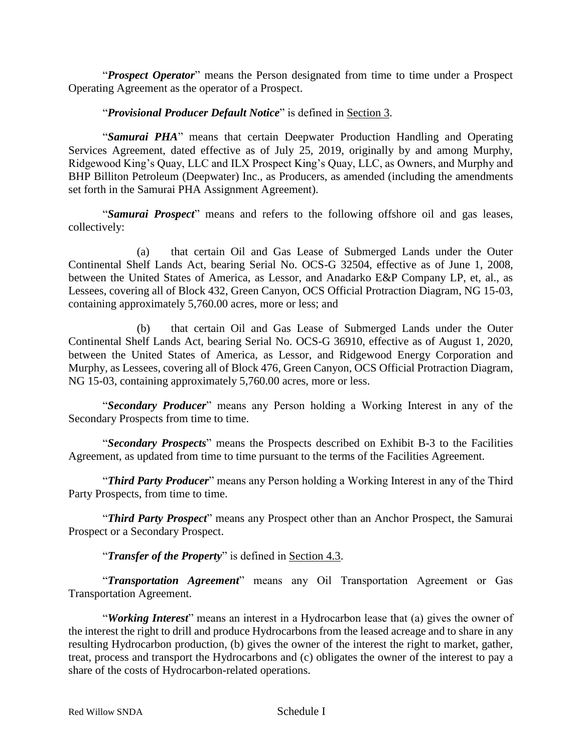"***Prospect Operator***" means the Person designated from time to time under a Prospect Operating Agreement as the operator of a Prospect.

"***Provisional Producer Default Notice***" is defined in Section 3.

"***Samurai PHA***" means that certain Deepwater Production Handling and Operating Services Agreement, dated effective as of July 25, 2019, originally by and among Murphy, Ridgewood King's Quay, LLC and ILX Prospect King's Quay, LLC, as Owners, and Murphy and BHP Billiton Petroleum (Deepwater) Inc., as Producers, as amended (including the amendments set forth in the Samurai PHA Assignment Agreement).

"***Samurai Prospect***" means and refers to the following offshore oil and gas leases, collectively:

(a) that certain Oil and Gas Lease of Submerged Lands under the Outer Continental Shelf Lands Act, bearing Serial No. OCS-G 32504, effective as of June 1, 2008, between the United States of America, as Lessor, and Anadarko E&P Company LP, et, al., as Lessees, covering all of Block 432, Green Canyon, OCS Official Protraction Diagram, NG 15-03, containing approximately 5,760.00 acres, more or less; and

(b) that certain Oil and Gas Lease of Submerged Lands under the Outer Continental Shelf Lands Act, bearing Serial No. OCS-G 36910, effective as of August 1, 2020, between the United States of America, as Lessor, and Ridgewood Energy Corporation and Murphy, as Lessees, covering all of Block 476, Green Canyon, OCS Official Protraction Diagram, NG 15-03, containing approximately 5,760.00 acres, more or less.

"***Secondary Producer***" means any Person holding a Working Interest in any of the Secondary Prospects from time to time.

"***Secondary Prospects***" means the Prospects described on Exhibit B-3 to the Facilities Agreement, as updated from time to time pursuant to the terms of the Facilities Agreement.

"***Third Party Producer***" means any Person holding a Working Interest in any of the Third Party Prospects, from time to time.

"***Third Party Prospect***" means any Prospect other than an Anchor Prospect, the Samurai Prospect or a Secondary Prospect.

"***Transfer of the Property***" is defined in Section 4.3.

"***Transportation Agreement***" means any Oil Transportation Agreement or Gas Transportation Agreement.

"***Working Interest***" means an interest in a Hydrocarbon lease that (a) gives the owner of the interest the right to drill and produce Hydrocarbons from the leased acreage and to share in any resulting Hydrocarbon production, (b) gives the owner of the interest the right to market, gather, treat, process and transport the Hydrocarbons and (c) obligates the owner of the interest to pay a share of the costs of Hydrocarbon-related operations.